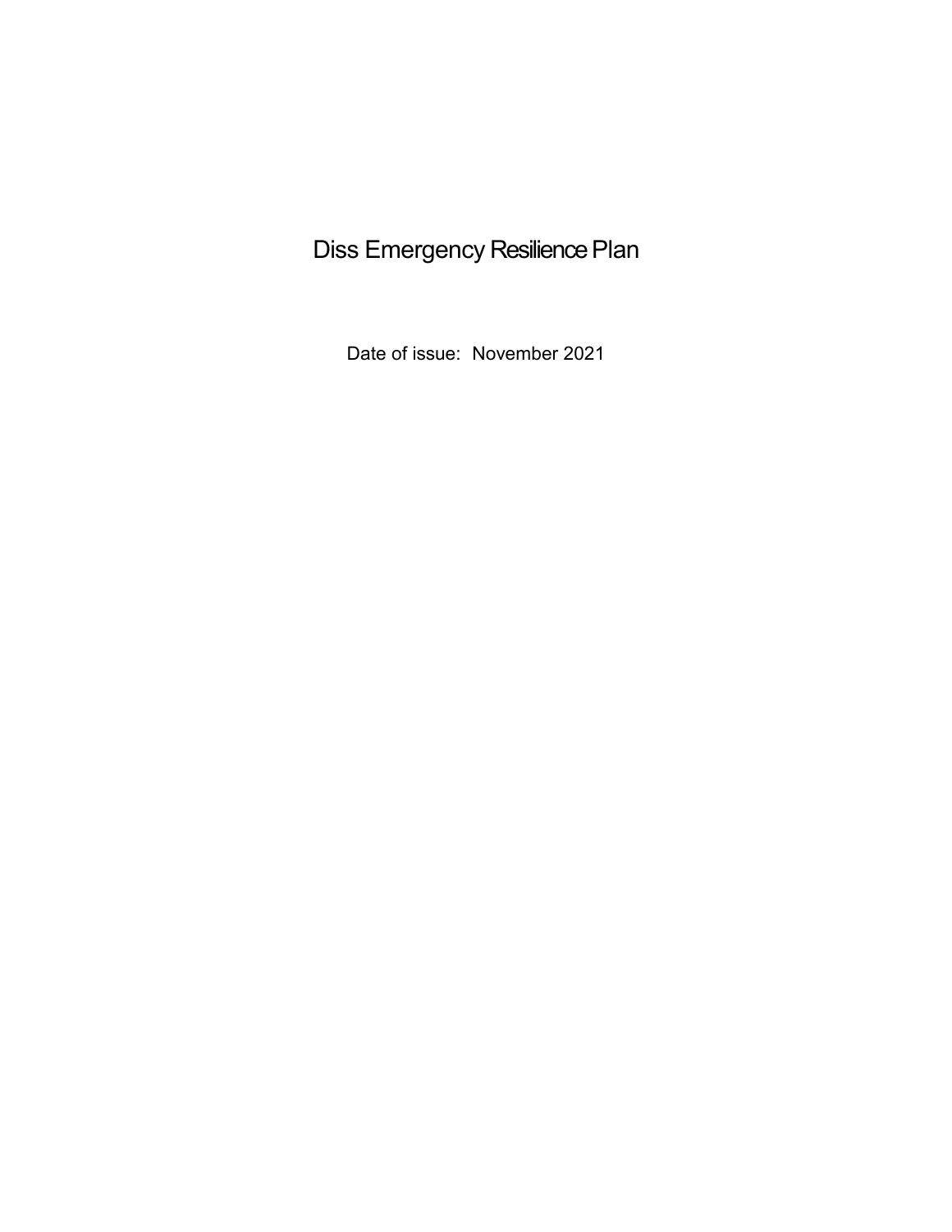# Diss Emergency Resilience Plan

Date of issue: November 2021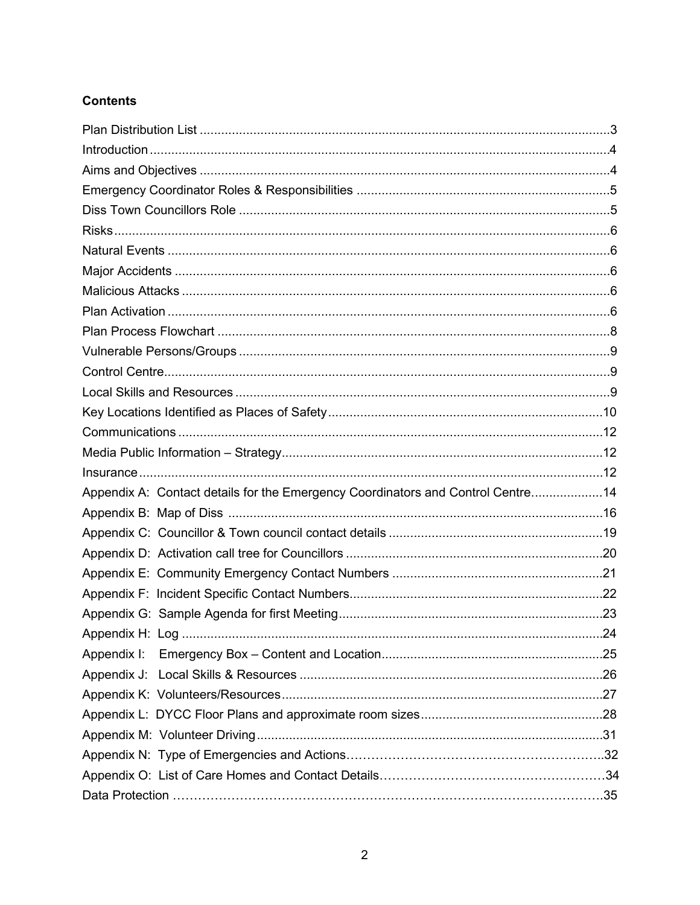**Contents**

Plan Distribution List ...................................................................................................................3
Introduction ..................................................................................................................................4
Aims and Objectives ....................................................................................................................4
Emergency Coordinator Roles & Responsibilities .......................................................................5
Diss Town Councillors Role .........................................................................................................5
Risks ............................................................................................................................................6
Natural Events .............................................................................................................................6
Major Accidents ...........................................................................................................................6
Malicious Attacks .........................................................................................................................6
Plan Activation .............................................................................................................................6
Plan Process Flowchart ...............................................................................................................8
Vulnerable Persons/Groups .........................................................................................................9
Control Centre ..............................................................................................................................9
Local Skills and Resources ..........................................................................................................9
Key Locations Identified as Places of Safety .............................................................................10
Communications ........................................................................................................................12
Media Public Information – Strategy ...........................................................................................12
Insurance ....................................................................................................................................12
Appendix A: Contact details for the Emergency Coordinators and Control Centre ....................14
Appendix B: Map of Diss ..........................................................................................................16
Appendix C: Councillor & Town council contact details ............................................................19
Appendix D: Activation call tree for Councillors ........................................................................20
Appendix E: Community Emergency Contact Numbers ...........................................................21
Appendix F: Incident Specific Contact Numbers .......................................................................22
Appendix G: Sample Agenda for first Meeting ..........................................................................23
Appendix H: Log ........................................................................................................................24
Appendix I: Emergency Box – Content and Location ..............................................................25
Appendix J: Local Skills & Resources .....................................................................................26
Appendix K: Volunteers/Resources ...........................................................................................27
Appendix L: DYCC Floor Plans and approximate room sizes ...................................................28
Appendix M: Volunteer Driving .................................................................................................31
Appendix N: Type of Emergencies and Actions……………………………………………………..32
Appendix O: List of Care Homes and Contact Details………………………………………………34
Data Protection …………………………………………………………………………………………35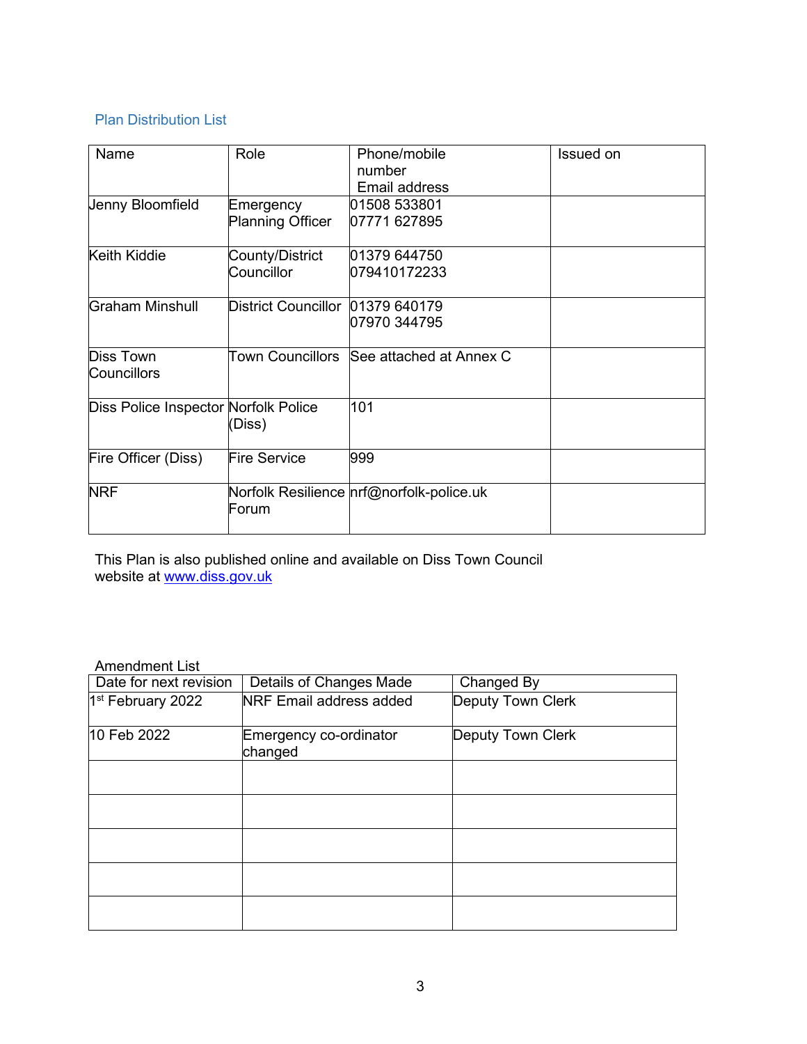## Plan Distribution List

| Name | Role | Phone/mobile number Email address | Issued on |
|---|---|---|---|
| Jenny Bloomfield | Emergency Planning Officer | 01508 533801<br>07771 627895 | |
| Keith Kiddie | County/District Councillor | 01379 644750<br>079410172233 | |
| Graham Minshull | District Councillor | 01379 640179<br>07970 344795 | |
| Diss Town Councillors | Town Councillors | See attached at Annex C | |
| Diss Police Inspector | Norfolk Police (Diss) | 101 | |
| Fire Officer (Diss) | Fire Service | 999 | |
| NRF | Norfolk Resilience Forum | nrf@norfolk-police.uk | |

This Plan is also published online and available on Diss Town Council website at [www.diss.gov.uk](http://www.diss.gov.uk)

Amendment List

| Date for next revision | Details of Changes Made | Changed By |
|---|---|---|
| 1st February 2022 | NRF Email address added | Deputy Town Clerk |
| 10 Feb 2022 | Emergency co-ordinator changed | Deputy Town Clerk |
| | | |
| | | |
| | | |
| | | |
| | | |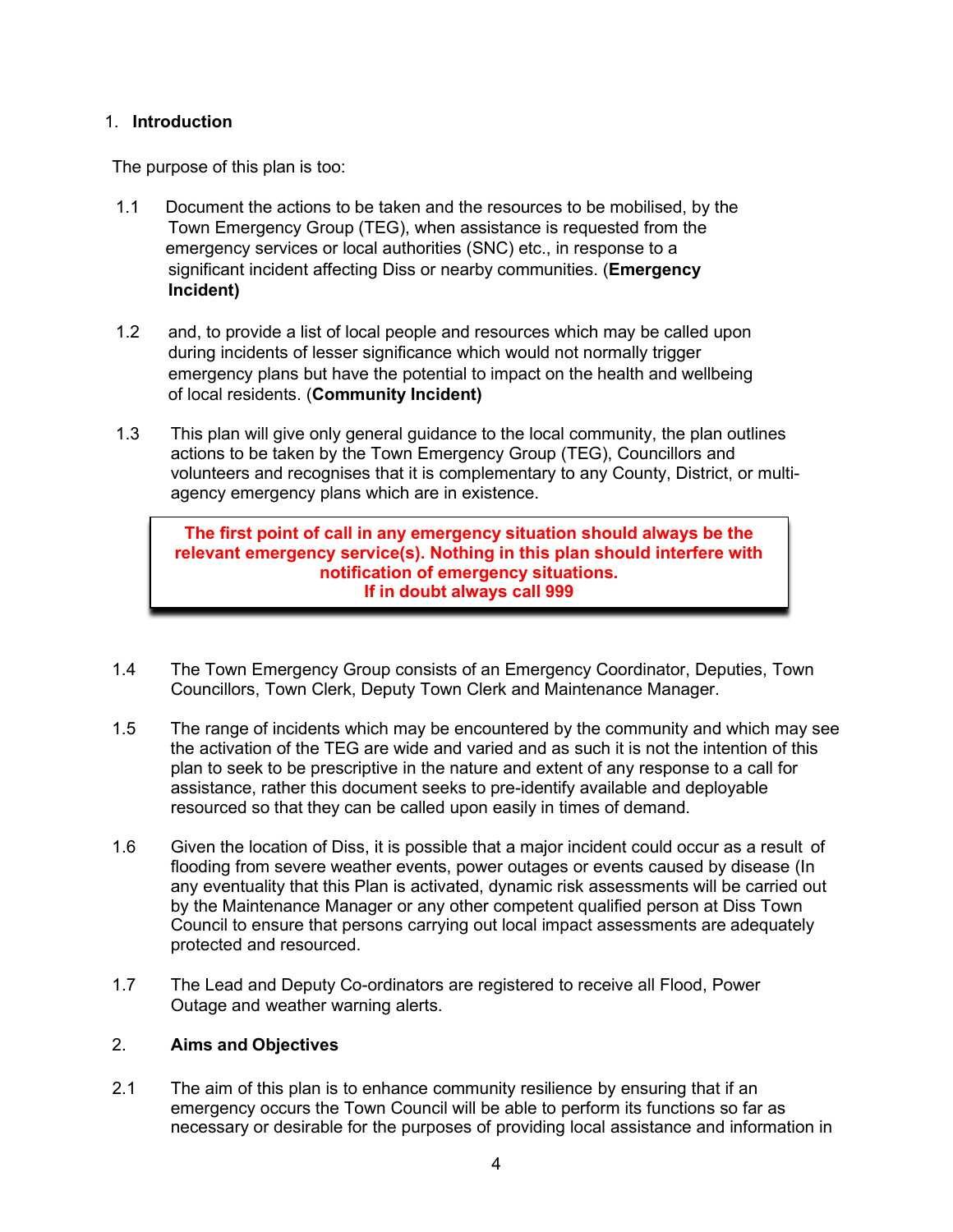## 1. Introduction

The purpose of this plan is too:

1.1 Document the actions to be taken and the resources to be mobilised, by the Town Emergency Group (TEG), when assistance is requested from the emergency services or local authorities (SNC) etc., in response to a significant incident affecting Diss or nearby communities. (**Emergency Incident)**

1.2 and, to provide a list of local people and resources which may be called upon during incidents of lesser significance which would not normally trigger emergency plans but have the potential to impact on the health and wellbeing of local residents. (**Community Incident)**

1.3 This plan will give only general guidance to the local community, the plan outlines actions to be taken by the Town Emergency Group (TEG), Councillors and volunteers and recognises that it is complementary to any County, District, or multi-agency emergency plans which are in existence.

> **The first point of call in any emergency situation should always be the relevant emergency service(s). Nothing in this plan should interfere with notification of emergency situations.**
> **If in doubt always call 999**

1.4 The Town Emergency Group consists of an Emergency Coordinator, Deputies, Town Councillors, Town Clerk, Deputy Town Clerk and Maintenance Manager.

1.5 The range of incidents which may be encountered by the community and which may see the activation of the TEG are wide and varied and as such it is not the intention of this plan to seek to be prescriptive in the nature and extent of any response to a call for assistance, rather this document seeks to pre-identify available and deployable resourced so that they can be called upon easily in times of demand.

1.6 Given the location of Diss, it is possible that a major incident could occur as a result of flooding from severe weather events, power outages or events caused by disease (In any eventuality that this Plan is activated, dynamic risk assessments will be carried out by the Maintenance Manager or any other competent qualified person at Diss Town Council to ensure that persons carrying out local impact assessments are adequately protected and resourced.

1.7 The Lead and Deputy Co-ordinators are registered to receive all Flood, Power Outage and weather warning alerts.

## 2. Aims and Objectives

2.1 The aim of this plan is to enhance community resilience by ensuring that if an emergency occurs the Town Council will be able to perform its functions so far as necessary or desirable for the purposes of providing local assistance and information in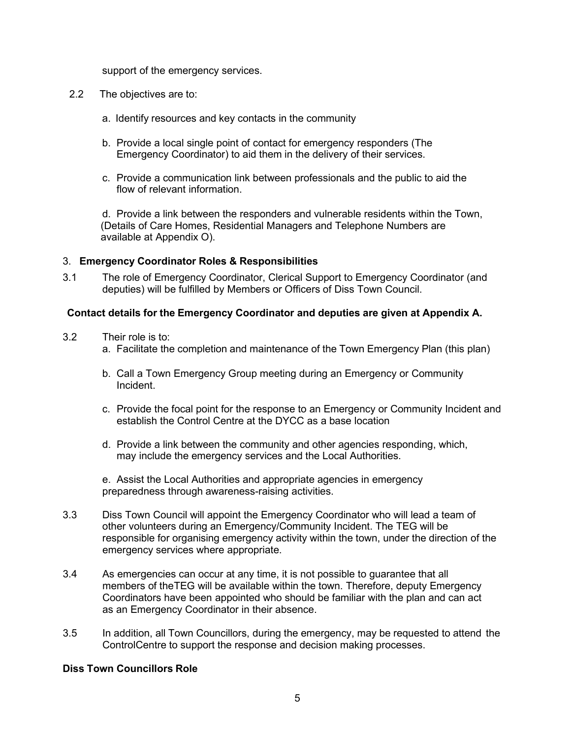support of the emergency services.

2.2 The objectives are to:

a. Identify resources and key contacts in the community

b. Provide a local single point of contact for emergency responders (The Emergency Coordinator) to aid them in the delivery of their services.

c. Provide a communication link between professionals and the public to aid the flow of relevant information.

d. Provide a link between the responders and vulnerable residents within the Town, (Details of Care Homes, Residential Managers and Telephone Numbers are available at Appendix O).

## 3. **Emergency Coordinator Roles & Responsibilities**

3.1 The role of Emergency Coordinator, Clerical Support to Emergency Coordinator (and deputies) will be fulfilled by Members or Officers of Diss Town Council.

**Contact details for the Emergency Coordinator and deputies are given at Appendix A.**

3.2 Their role is to:

a. Facilitate the completion and maintenance of the Town Emergency Plan (this plan)

b. Call a Town Emergency Group meeting during an Emergency or Community Incident.

c. Provide the focal point for the response to an Emergency or Community Incident and establish the Control Centre at the DYCC as a base location

d. Provide a link between the community and other agencies responding, which, may include the emergency services and the Local Authorities.

e. Assist the Local Authorities and appropriate agencies in emergency preparedness through awareness-raising activities.

3.3 Diss Town Council will appoint the Emergency Coordinator who will lead a team of other volunteers during an Emergency/Community Incident. The TEG will be responsible for organising emergency activity within the town, under the direction of the emergency services where appropriate.

3.4 As emergencies can occur at any time, it is not possible to guarantee that all members of theTEG will be available within the town. Therefore, deputy Emergency Coordinators have been appointed who should be familiar with the plan and can act as an Emergency Coordinator in their absence.

3.5 In addition, all Town Councillors, during the emergency, may be requested to attend the ControlCentre to support the response and decision making processes.

**Diss Town Councillors Role**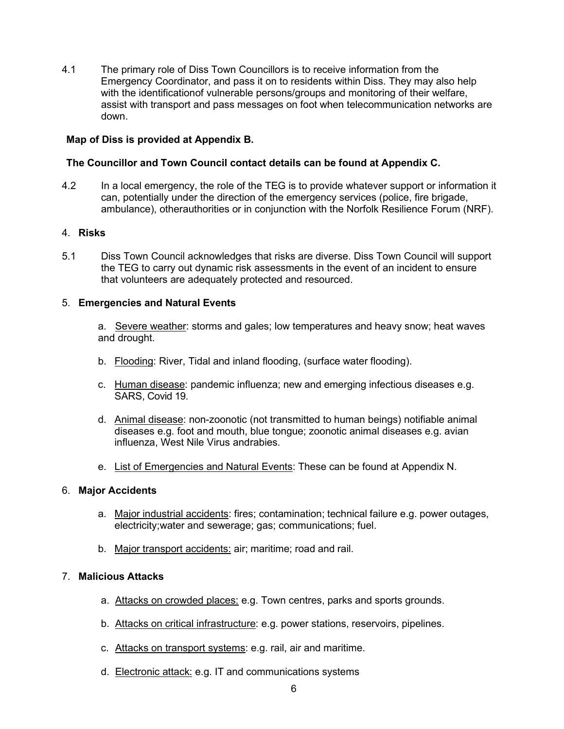4.1 The primary role of Diss Town Councillors is to receive information from the Emergency Coordinator, and pass it on to residents within Diss. They may also help with the identificationof vulnerable persons/groups and monitoring of their welfare, assist with transport and pass messages on foot when telecommunication networks are down.

**Map of Diss is provided at Appendix B.**

**The Councillor and Town Council contact details can be found at Appendix C.**

4.2 In a local emergency, the role of the TEG is to provide whatever support or information it can, potentially under the direction of the emergency services (police, fire brigade, ambulance), otherauthorities or in conjunction with the Norfolk Resilience Forum (NRF).

4. **Risks**

5.1 Diss Town Council acknowledges that risks are diverse. Diss Town Council will support the TEG to carry out dynamic risk assessments in the event of an incident to ensure that volunteers are adequately protected and resourced.

5. **Emergencies and Natural Events**

a. Severe weather: storms and gales; low temperatures and heavy snow; heat waves and drought.

b. Flooding: River, Tidal and inland flooding, (surface water flooding).

c. Human disease: pandemic influenza; new and emerging infectious diseases e.g. SARS, Covid 19.

d. Animal disease: non-zoonotic (not transmitted to human beings) notifiable animal diseases e.g. foot and mouth, blue tongue; zoonotic animal diseases e.g. avian influenza, West Nile Virus andrabies.

e. List of Emergencies and Natural Events: These can be found at Appendix N.

6. **Major Accidents**

a. Major industrial accidents: fires; contamination; technical failure e.g. power outages, electricity;water and sewerage; gas; communications; fuel.

b. Major transport accidents: air; maritime; road and rail.

7. **Malicious Attacks**

a. Attacks on crowded places: e.g. Town centres, parks and sports grounds.

b. Attacks on critical infrastructure: e.g. power stations, reservoirs, pipelines.

c. Attacks on transport systems: e.g. rail, air and maritime.

d. Electronic attack: e.g. IT and communications systems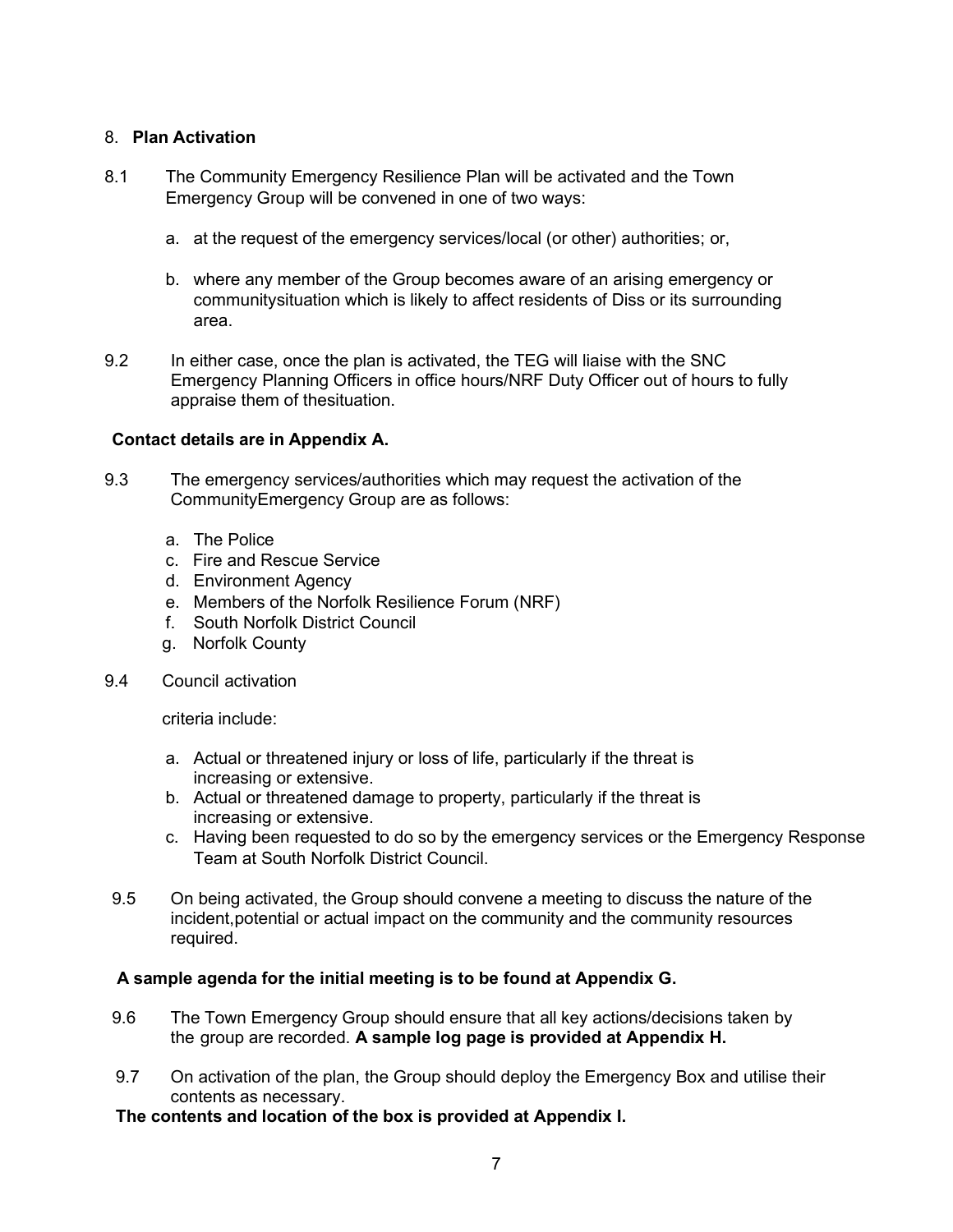## 8. **Plan Activation**

8.1 The Community Emergency Resilience Plan will be activated and the Town Emergency Group will be convened in one of two ways:

a. at the request of the emergency services/local (or other) authorities; or,

b. where any member of the Group becomes aware of an arising emergency or communitysituation which is likely to affect residents of Diss or its surrounding area.

9.2 In either case, once the plan is activated, the TEG will liaise with the SNC Emergency Planning Officers in office hours/NRF Duty Officer out of hours to fully appraise them of thesituation.

**Contact details are in Appendix A.**

9.3 The emergency services/authorities which may request the activation of the CommunityEmergency Group are as follows:

a. The Police
c. Fire and Rescue Service
d. Environment Agency
e. Members of the Norfolk Resilience Forum (NRF)
f. South Norfolk District Council
g. Norfolk County

9.4 Council activation

criteria include:

a. Actual or threatened injury or loss of life, particularly if the threat is increasing or extensive.
b. Actual or threatened damage to property, particularly if the threat is increasing or extensive.
c. Having been requested to do so by the emergency services or the Emergency Response Team at South Norfolk District Council.

9.5 On being activated, the Group should convene a meeting to discuss the nature of the incident,potential or actual impact on the community and the community resources required.

**A sample agenda for the initial meeting is to be found at Appendix G.**

9.6 The Town Emergency Group should ensure that all key actions/decisions taken by the group are recorded. **A sample log page is provided at Appendix H.**

9.7 On activation of the plan, the Group should deploy the Emergency Box and utilise their contents as necessary.

**The contents and location of the box is provided at Appendix I.**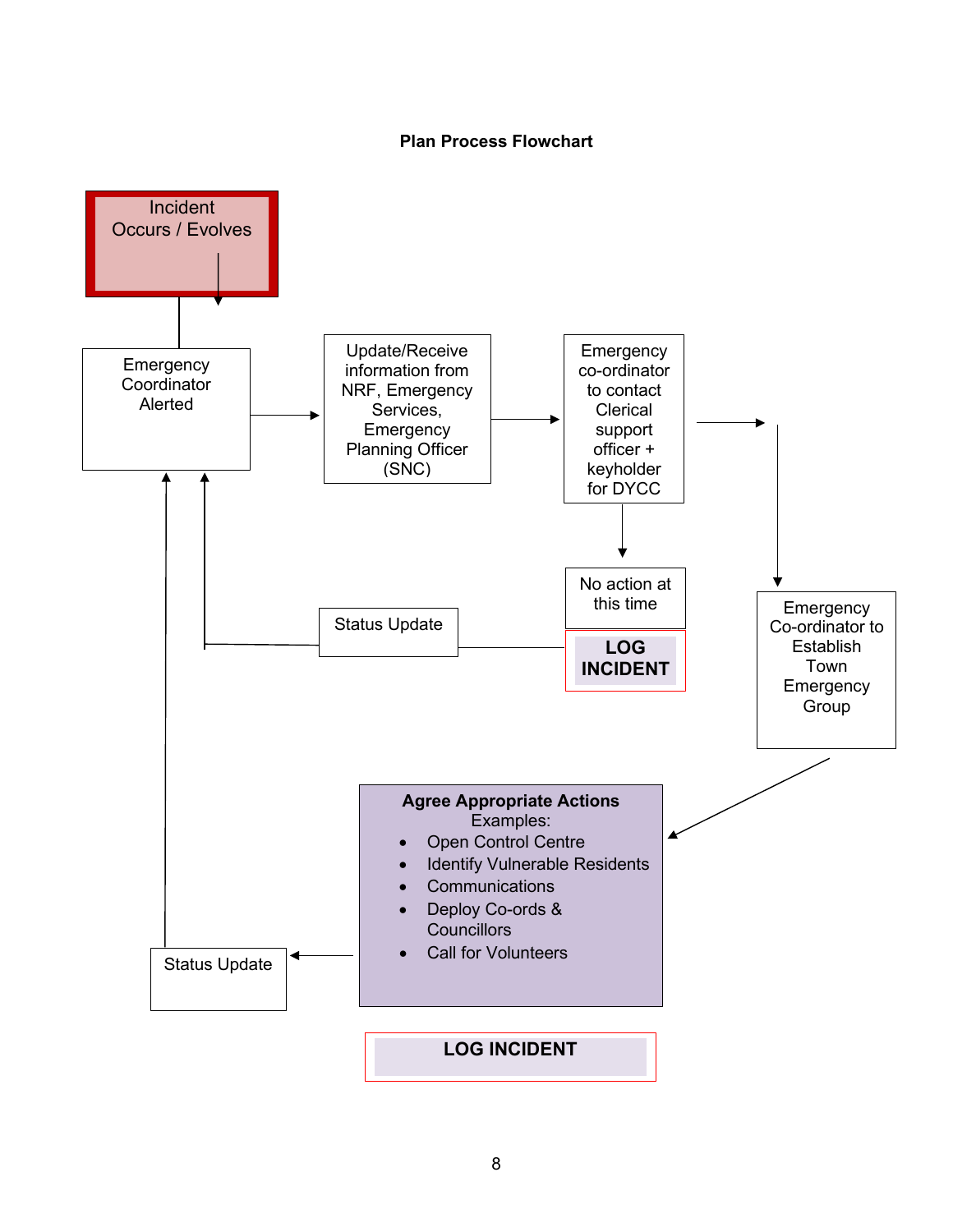**Plan Process Flowchart**

Incident Occurs / Evolves

Emergency Coordinator Alerted

Update/Receive information from NRF, Emergency Services, Emergency Planning Officer (SNC)

Emergency co-ordinator to contact Clerical support officer + keyholder for DYCC

No action at this time

**LOG INCIDENT**

Status Update

Emergency Co-ordinator to Establish Town Emergency Group

**Agree Appropriate Actions**
Examples:

- Open Control Centre
- Identify Vulnerable Residents
- Communications
- Deploy Co-ords & Councillors
- Call for Volunteers

Status Update

**LOG INCIDENT**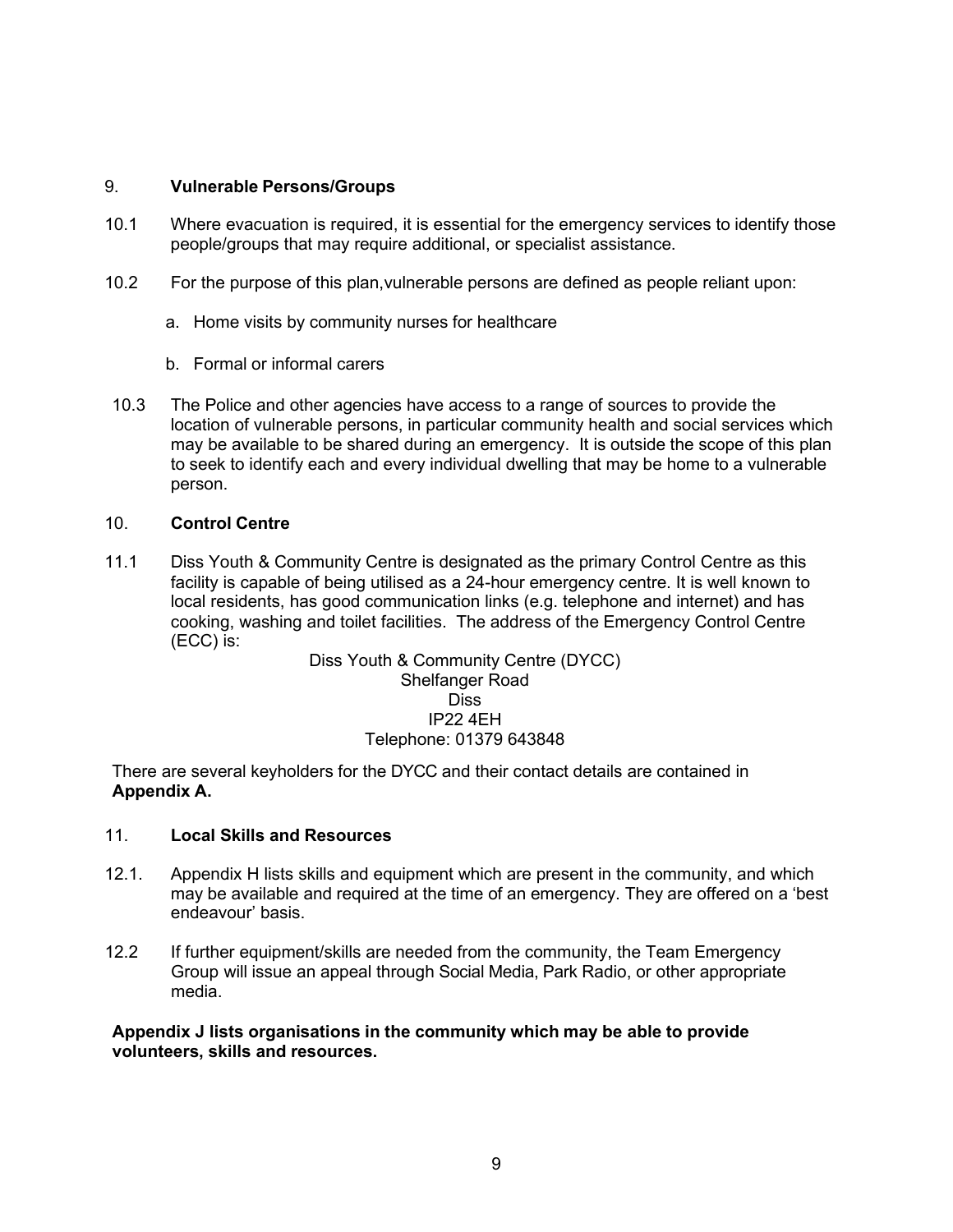## 9. Vulnerable Persons/Groups

10.1 Where evacuation is required, it is essential for the emergency services to identify those people/groups that may require additional, or specialist assistance.

10.2 For the purpose of this plan,vulnerable persons are defined as people reliant upon:

a. Home visits by community nurses for healthcare

b. Formal or informal carers

10.3 The Police and other agencies have access to a range of sources to provide the location of vulnerable persons, in particular community health and social services which may be available to be shared during an emergency. It is outside the scope of this plan to seek to identify each and every individual dwelling that may be home to a vulnerable person.

## 10. Control Centre

11.1 Diss Youth & Community Centre is designated as the primary Control Centre as this facility is capable of being utilised as a 24-hour emergency centre. It is well known to local residents, has good communication links (e.g. telephone and internet) and has cooking, washing and toilet facilities. The address of the Emergency Control Centre (ECC) is:

Diss Youth & Community Centre (DYCC)
Shelfanger Road
Diss
IP22 4EH
Telephone: 01379 643848

There are several keyholders for the DYCC and their contact details are contained in **Appendix A.**

## 11. Local Skills and Resources

12.1. Appendix H lists skills and equipment which are present in the community, and which may be available and required at the time of an emergency. They are offered on a 'best endeavour' basis.

12.2 If further equipment/skills are needed from the community, the Team Emergency Group will issue an appeal through Social Media, Park Radio, or other appropriate media.

**Appendix J lists organisations in the community which may be able to provide volunteers, skills and resources.**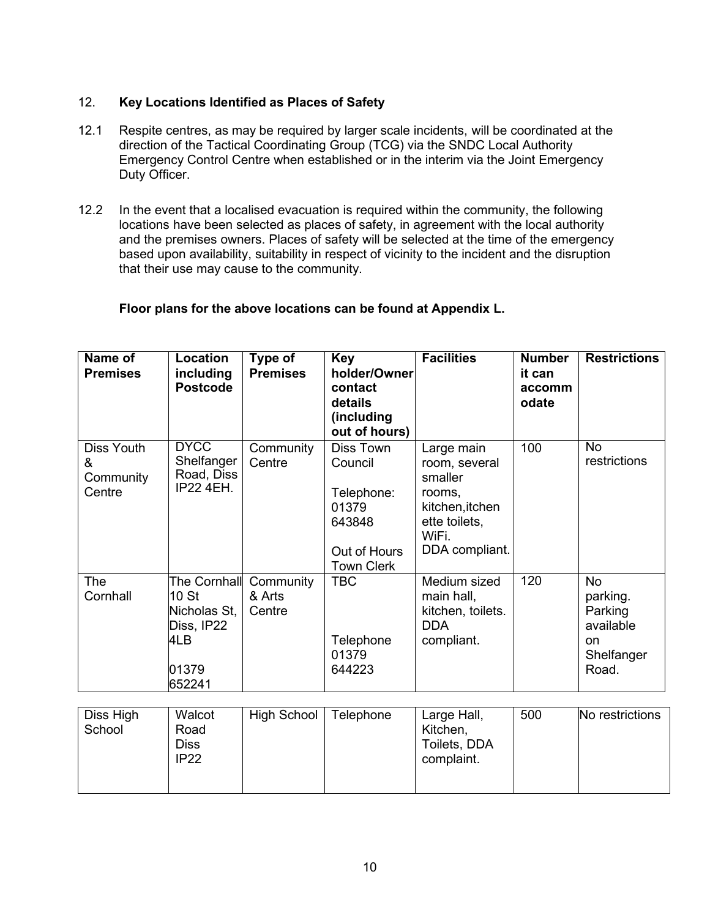## 12. **Key Locations Identified as Places of Safety**

12.1 Respite centres, as may be required by larger scale incidents, will be coordinated at the direction of the Tactical Coordinating Group (TCG) via the SNDC Local Authority Emergency Control Centre when established or in the interim via the Joint Emergency Duty Officer.

12.2 In the event that a localised evacuation is required within the community, the following locations have been selected as places of safety, in agreement with the local authority and the premises owners. Places of safety will be selected at the time of the emergency based upon availability, suitability in respect of vicinity to the incident and the disruption that their use may cause to the community.

**Floor plans for the above locations can be found at Appendix L.**

| Name of Premises | Location including Postcode | Type of Premises | Key holder/Owner contact details (including out of hours) | Facilities | Number it can accommodate | Restrictions |
|---|---|---|---|---|---|---|
| Diss Youth & Community Centre | DYCC Shelfanger Road, Diss IP22 4EH. | Community Centre | Diss Town Council<br><br>Telephone: 01379 643848<br><br>Out of Hours Town Clerk | Large main room, several smaller rooms, kitchen,itchen ette toilets, WiFi. DDA compliant. | 100 | No restrictions |
| The Cornhall | The Cornhall 10 St Nicholas St, Diss, IP22 4LB<br><br>01379 652241 | Community & Arts Centre | TBC<br><br>Telephone 01379 644223 | Medium sized main hall, kitchen, toilets. DDA compliant. | 120 | No parking. Parking available on Shelfanger Road. |
| Diss High School | Walcot Road Diss IP22 | High School | Telephone | Large Hall, Kitchen, Toilets, DDA complaint. | 500 | No restrictions |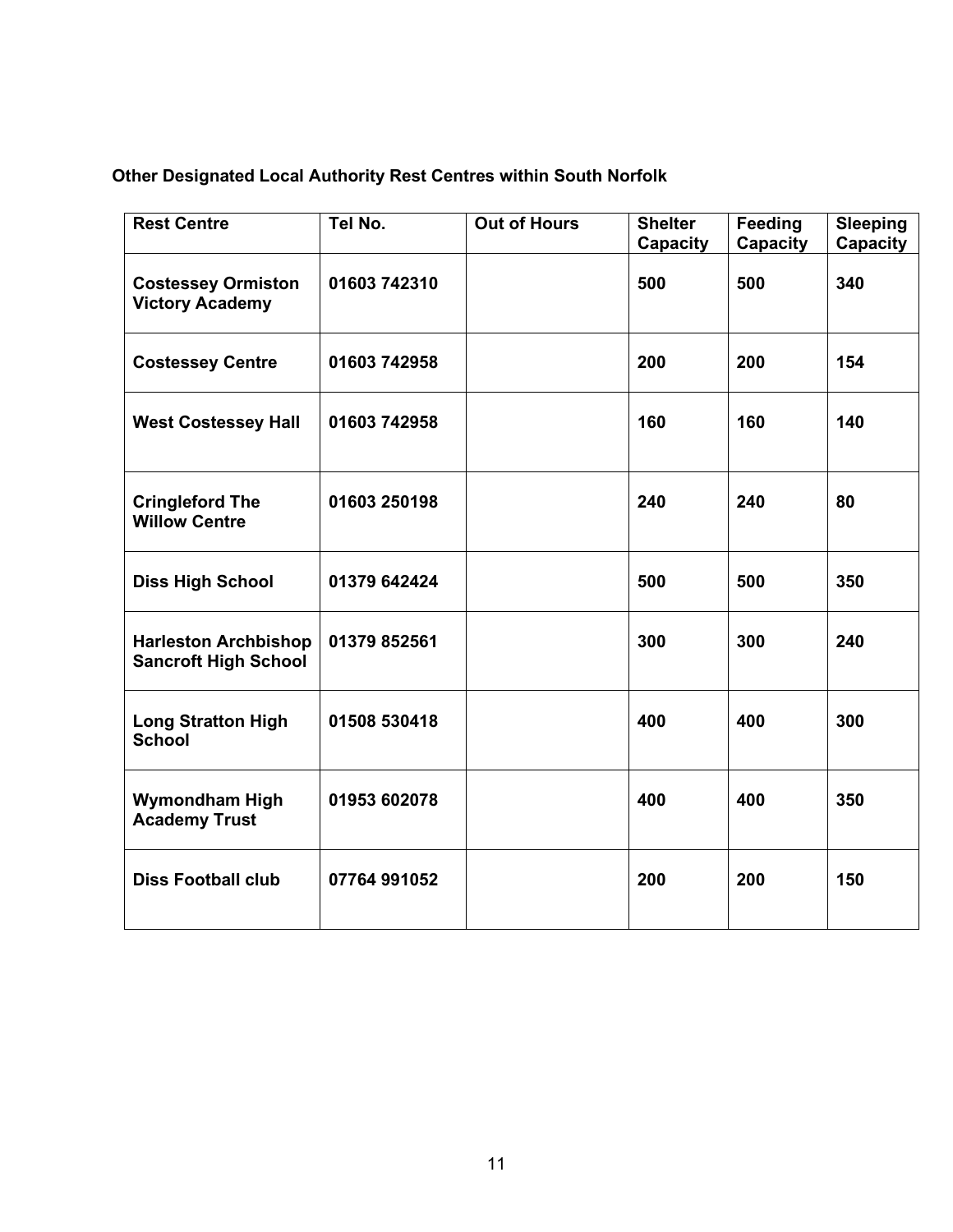**Other Designated Local Authority Rest Centres within South Norfolk**

| Rest Centre | Tel No. | Out of Hours | Shelter Capacity | Feeding Capacity | Sleeping Capacity |
|---|---|---|---|---|---|
| **Costessey Ormiston Victory Academy** | **01603 742310** | | **500** | **500** | **340** |
| **Costessey Centre** | **01603 742958** | | **200** | **200** | **154** |
| **West Costessey Hall** | **01603 742958** | | **160** | **160** | **140** |
| **Cringleford The Willow Centre** | **01603 250198** | | **240** | **240** | **80** |
| **Diss High School** | **01379 642424** | | **500** | **500** | **350** |
| **Harleston Archbishop Sancroft High School** | **01379 852561** | | **300** | **300** | **240** |
| **Long Stratton High School** | **01508 530418** | | **400** | **400** | **300** |
| **Wymondham High Academy Trust** | **01953 602078** | | **400** | **400** | **350** |
| **Diss Football club** | **07764 991052** | | **200** | **200** | **150** |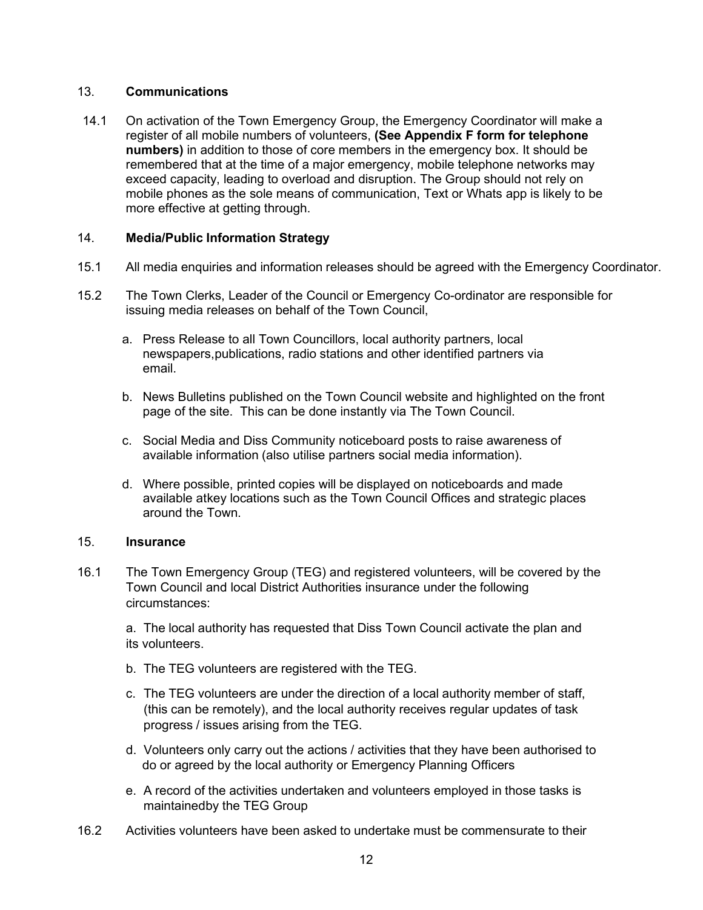## 13. **Communications**

14.1 On activation of the Town Emergency Group, the Emergency Coordinator will make a register of all mobile numbers of volunteers, **(See Appendix F form for telephone numbers)** in addition to those of core members in the emergency box. It should be remembered that at the time of a major emergency, mobile telephone networks may exceed capacity, leading to overload and disruption. The Group should not rely on mobile phones as the sole means of communication, Text or Whats app is likely to be more effective at getting through.

## 14. **Media/Public Information Strategy**

15.1 All media enquiries and information releases should be agreed with the Emergency Coordinator.

15.2 The Town Clerks, Leader of the Council or Emergency Co-ordinator are responsible for issuing media releases on behalf of the Town Council,

a. Press Release to all Town Councillors, local authority partners, local newspapers,publications, radio stations and other identified partners via email.

b. News Bulletins published on the Town Council website and highlighted on the front page of the site. This can be done instantly via The Town Council.

c. Social Media and Diss Community noticeboard posts to raise awareness of available information (also utilise partners social media information).

d. Where possible, printed copies will be displayed on noticeboards and made available atkey locations such as the Town Council Offices and strategic places around the Town.

## 15. **Insurance**

16.1 The Town Emergency Group (TEG) and registered volunteers, will be covered by the Town Council and local District Authorities insurance under the following circumstances:

a. The local authority has requested that Diss Town Council activate the plan and its volunteers.

b. The TEG volunteers are registered with the TEG.

c. The TEG volunteers are under the direction of a local authority member of staff, (this can be remotely), and the local authority receives regular updates of task progress / issues arising from the TEG.

d. Volunteers only carry out the actions / activities that they have been authorised to do or agreed by the local authority or Emergency Planning Officers

e. A record of the activities undertaken and volunteers employed in those tasks is maintainedby the TEG Group

16.2 Activities volunteers have been asked to undertake must be commensurate to their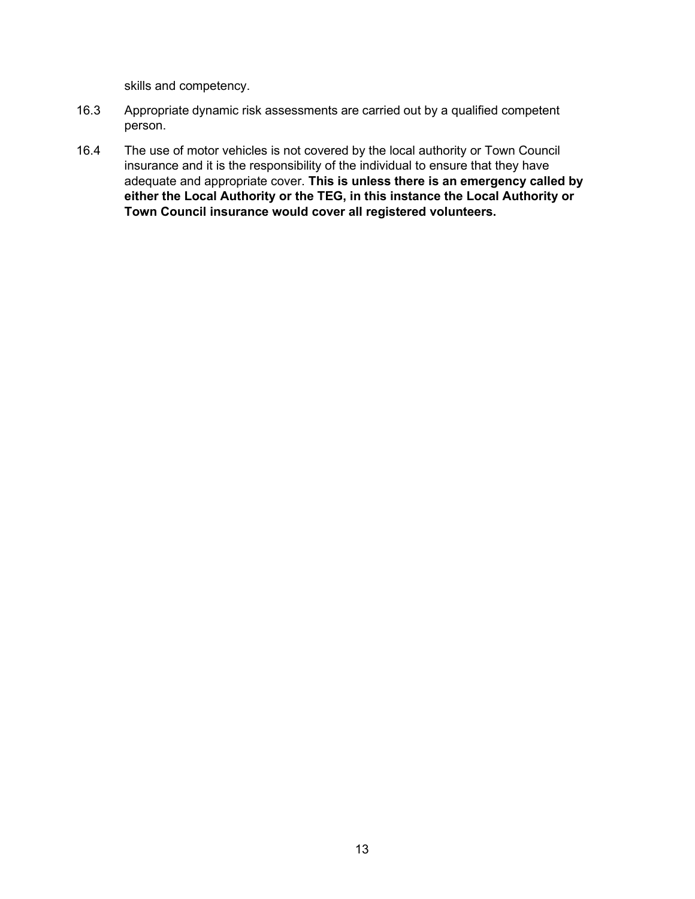skills and competency.

16.3 Appropriate dynamic risk assessments are carried out by a qualified competent person.

16.4 The use of motor vehicles is not covered by the local authority or Town Council insurance and it is the responsibility of the individual to ensure that they have adequate and appropriate cover. **This is unless there is an emergency called by either the Local Authority or the TEG, in this instance the Local Authority or Town Council insurance would cover all registered volunteers.**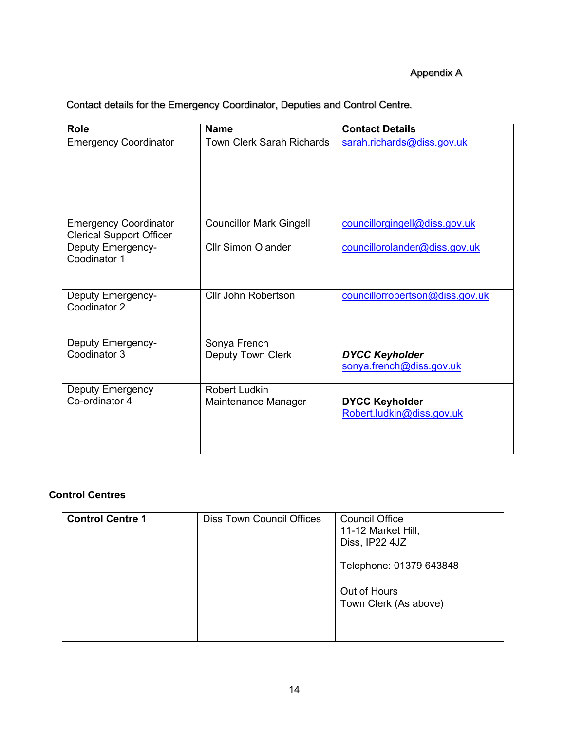Appendix A

Contact details for the Emergency Coordinator, Deputies and Control Centre.

| Role | Name | Contact Details |
|---|---|---|
| Emergency Coordinator<br><br>Emergency Coordinator Clerical Support Officer | Town Clerk Sarah Richards<br><br>Councillor Mark Gingell | sarah.richards@diss.gov.uk<br><br>councillorgingell@diss.gov.uk |
| Deputy Emergency-Coodinator 1 | Cllr Simon Olander | councillorolander@diss.gov.uk |
| Deputy Emergency-Coodinator 2 | Cllr John Robertson | councillorrobertson@diss.gov.uk |
| Deputy Emergency-Coodinator 3 | Sonya French<br>Deputy Town Clerk | ***DYCC Keyholder***<br>sonya.french@diss.gov.uk |
| Deputy Emergency Co-ordinator 4 | Robert Ludkin<br>Maintenance Manager | **DYCC Keyholder**<br>Robert.ludkin@diss.gov.uk |

**Control Centres**

| **Control Centre 1** | Diss Town Council Offices | Council Office<br>11-12 Market Hill,<br>Diss, IP22 4JZ<br><br>Telephone: 01379 643848<br><br>Out of Hours<br>Town Clerk (As above) |
|---|---|---|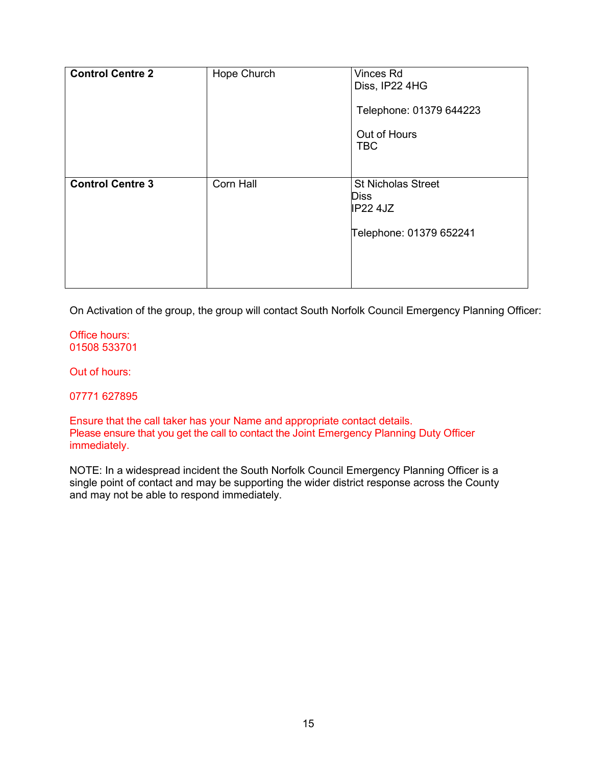| Control Centre 2 | Hope Church | Vinces Rd<br>Diss, IP22 4HG<br><br>Telephone: 01379 644223<br><br>Out of Hours<br>TBC |
|---|---|---|
| **Control Centre 3** | Corn Hall | St Nicholas Street<br>Diss<br>IP22 4JZ<br><br>Telephone: 01379 652241 |

On Activation of the group, the group will contact South Norfolk Council Emergency Planning Officer:

Office hours:
01508 533701

Out of hours:

07771 627895

Ensure that the call taker has your Name and appropriate contact details.
Please ensure that you get the call to contact the Joint Emergency Planning Duty Officer immediately.

NOTE: In a widespread incident the South Norfolk Council Emergency Planning Officer is a single point of contact and may be supporting the wider district response across the County and may not be able to respond immediately.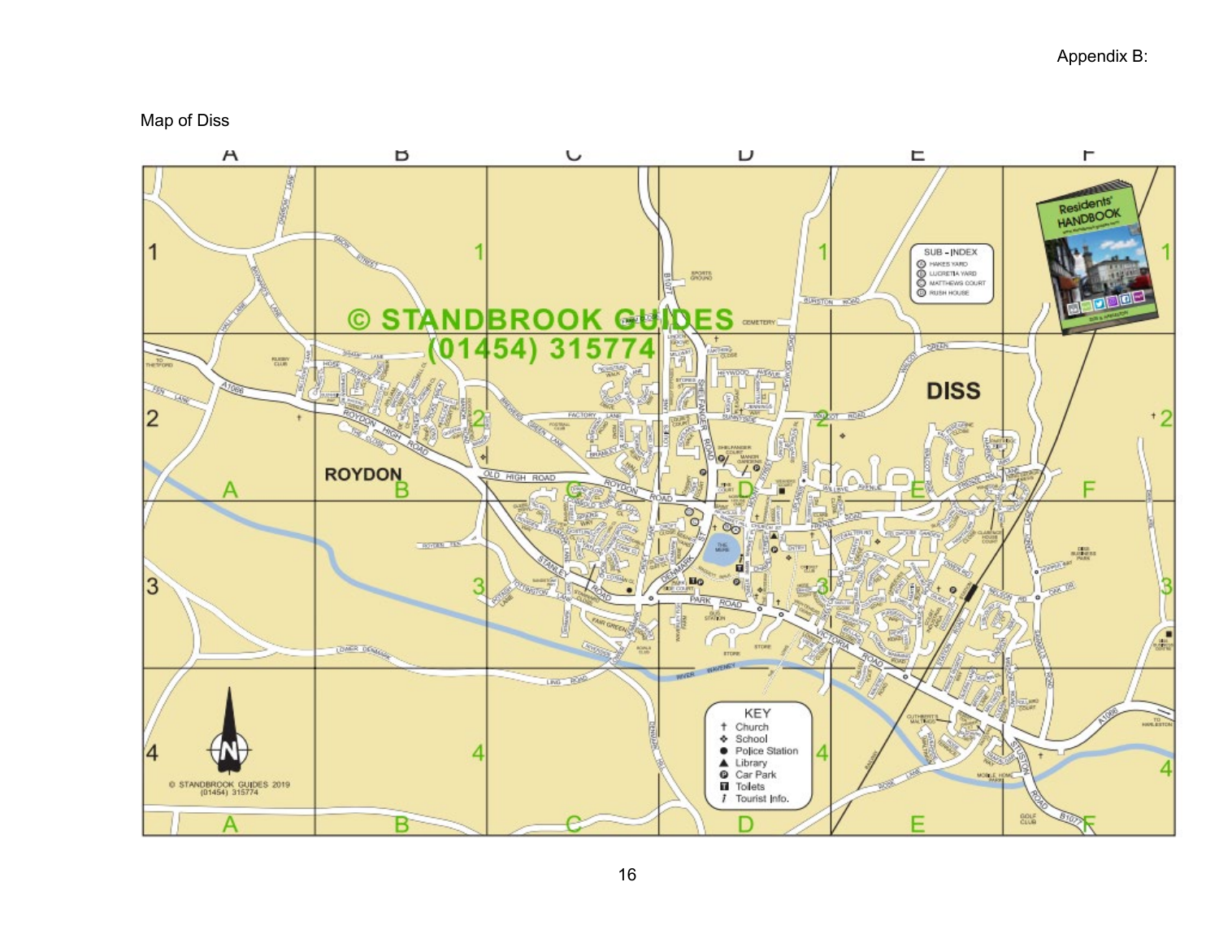Appendix B:

Map of Diss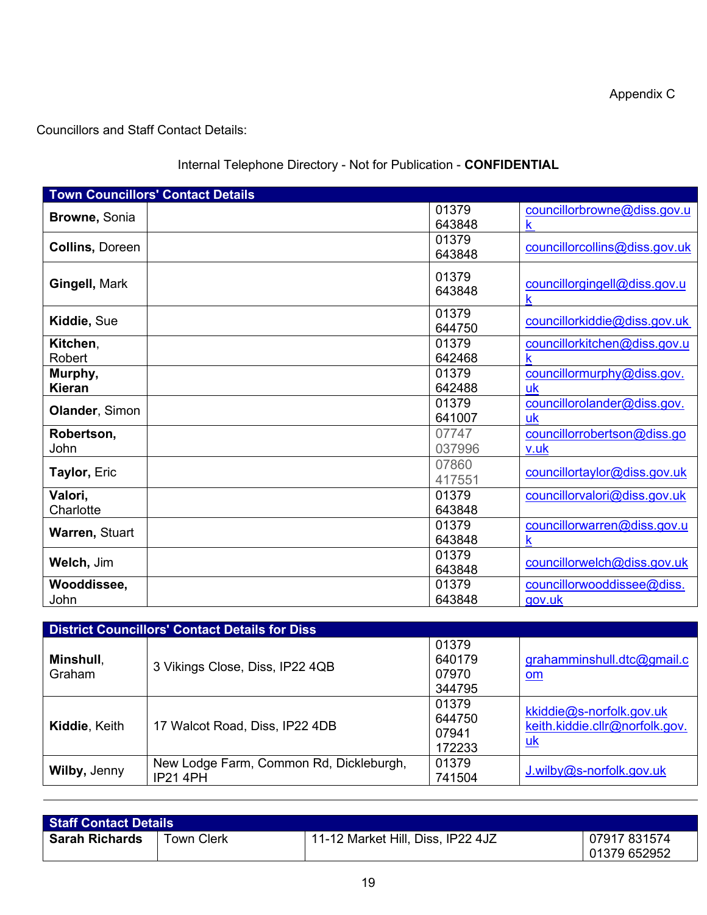Appendix C

Councillors and Staff Contact Details:

Internal Telephone Directory - Not for Publication - **CONFIDENTIAL**

| **Town Councillors' Contact Details** | | | |
|---|---|---|---|
| **Browne,** Sonia | | 01379 643848 | councillorbrowne@diss.gov.uk |
| **Collins,** Doreen | | 01379 643848 | councillorcollins@diss.gov.uk |
| **Gingell,** Mark | | 01379 643848 | councillorgingell@diss.gov.uk |
| **Kiddie,** Sue | | 01379 644750 | councillorkiddie@diss.gov.uk |
| **Kitchen,** Robert | | 01379 642468 | councillorkitchen@diss.gov.uk |
| **Murphy, Kieran** | | 01379 642488 | councillormurphy@diss.gov.uk |
| **Olander,** Simon | | 01379 641007 | councillorolander@diss.gov.uk |
| **Robertson,** John | | 07747 037996 | councillorrobertson@diss.gov.uk |
| **Taylor,** Eric | | 07860 417551 | councillortaylor@diss.gov.uk |
| **Valori,** Charlotte | | 01379 643848 | councillorvalori@diss.gov.uk |
| **Warren,** Stuart | | 01379 643848 | councillorwarren@diss.gov.uk |
| **Welch,** Jim | | 01379 643848 | councillorwelch@diss.gov.uk |
| **Wooddissee,** John | | 01379 643848 | councillorwooddissee@diss.gov.uk |

| **District Councillors' Contact Details for Diss** | | | |
|---|---|---|---|
| **Minshull,** Graham | 3 Vikings Close, Diss, IP22 4QB | 01379 640179<br>07970 344795 | grahamminshull.dtc@gmail.com |
| **Kiddie,** Keith | 17 Walcot Road, Diss, IP22 4DB | 01379 644750<br>07941 172233 | kkiddie@s-norfolk.gov.uk<br>keith.kiddie.cllr@norfolk.gov.uk |
| **Wilby,** Jenny | New Lodge Farm, Common Rd, Dickleburgh, IP21 4PH | 01379 741504 | J.wilby@s-norfolk.gov.uk |

| **Staff Contact Details** | | | |
|---|---|---|---|
| **Sarah Richards** | Town Clerk | 11-12 Market Hill, Diss, IP22 4JZ | 07917 831574<br>01379 652952 |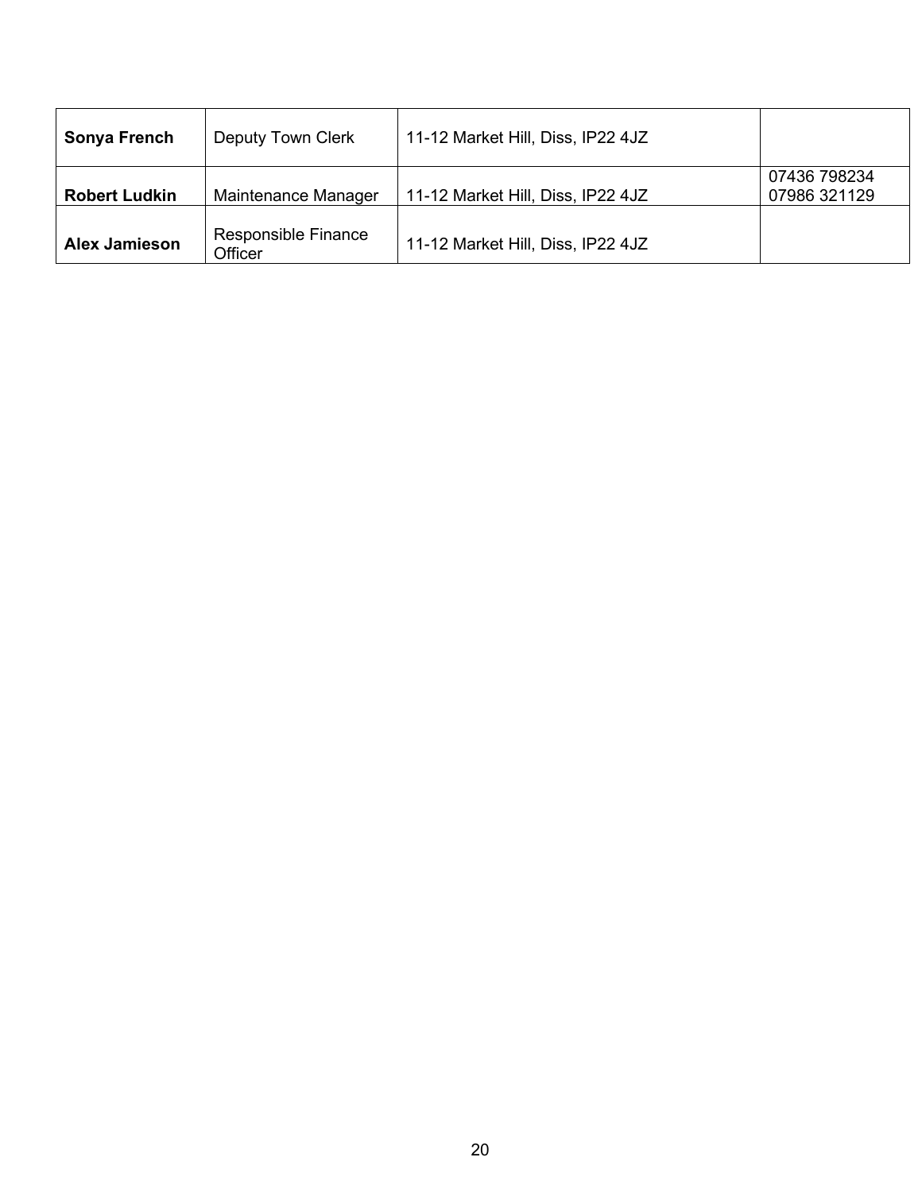| **Sonya French** | Deputy Town Clerk | 11-12 Market Hill, Diss, IP22 4JZ | |
|---|---|---|---|
| **Robert Ludkin** | Maintenance Manager | 11-12 Market Hill, Diss, IP22 4JZ | 07436 798234<br>07986 321129 |
| **Alex Jamieson** | Responsible Finance Officer | 11-12 Market Hill, Diss, IP22 4JZ | |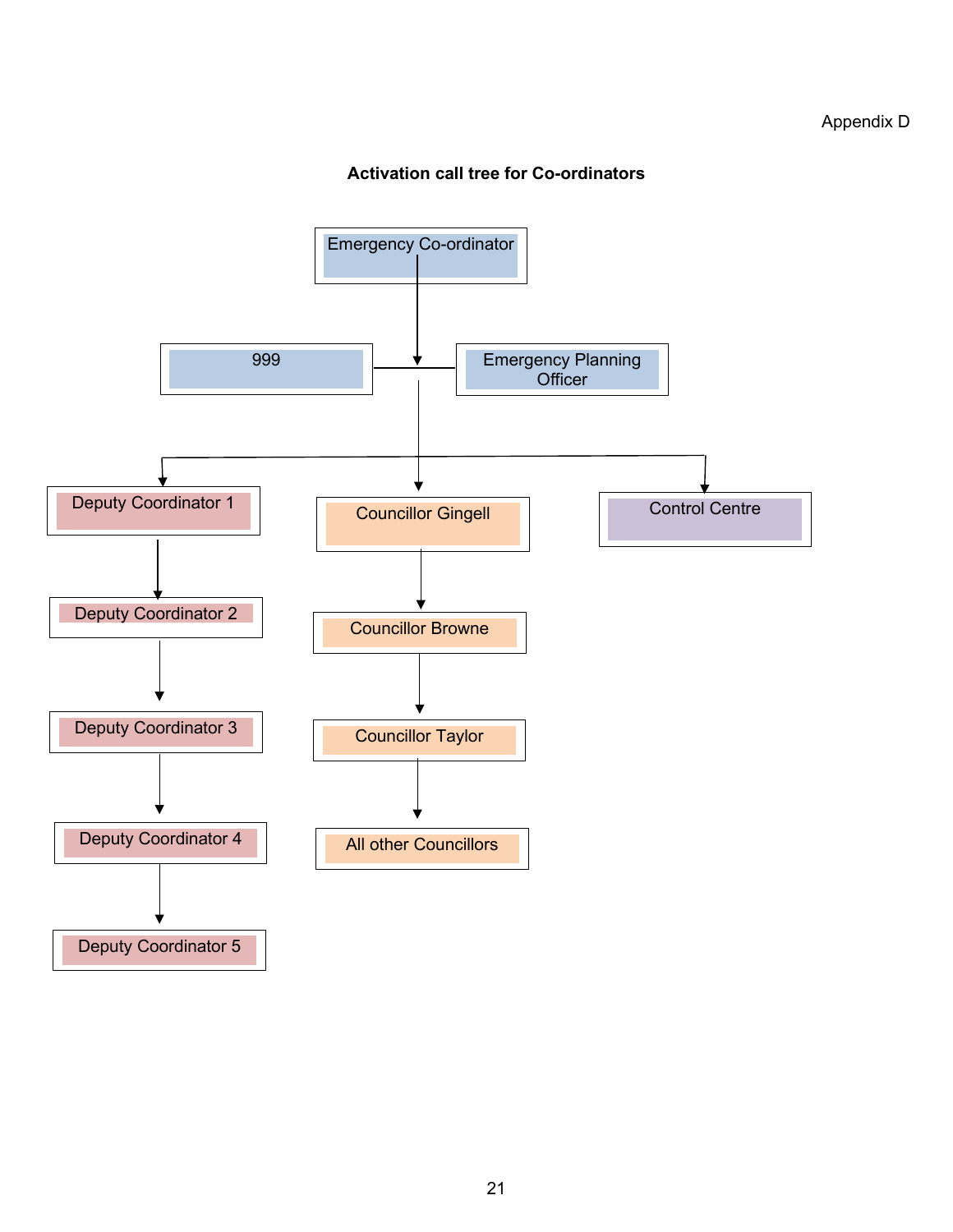Appendix D

**Activation call tree for Co-ordinators**

- Emergency Co-ordinator
  - 999
  - Emergency Planning Officer
    - Deputy Coordinator 1
      - Deputy Coordinator 2
        - Deputy Coordinator 3
          - Deputy Coordinator 4
            - Deputy Coordinator 5
    - Councillor Gingell
      - Councillor Browne
        - Councillor Taylor
          - All other Councillors
    - Control Centre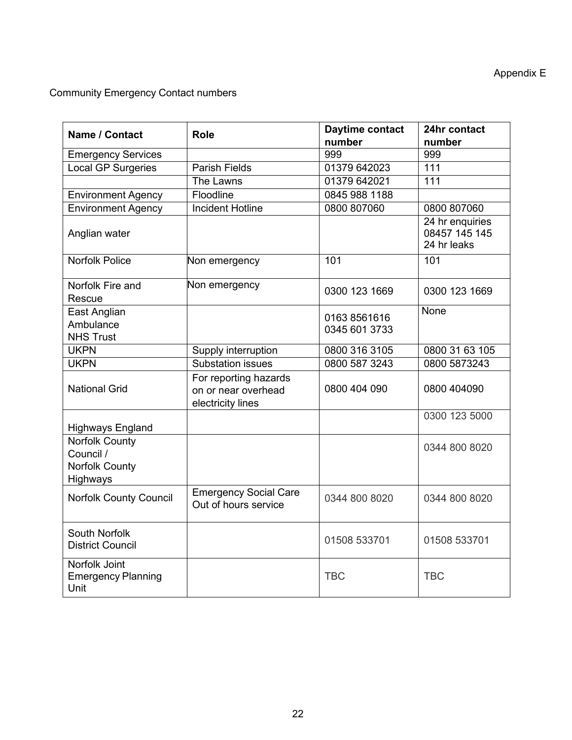Appendix E

Community Emergency Contact numbers

| Name / Contact | Role | Daytime contact number | 24hr contact number |
| --- | --- | --- | --- |
| Emergency Services | | 999 | 999 |
| Local GP Surgeries | Parish Fields | 01379 642023 | 111 |
| | The Lawns | 01379 642021 | 111 |
| Environment Agency | Floodline | 0845 988 1188 | |
| Environment Agency | Incident Hotline | 0800 807060 | 0800 807060 |
| Anglian water | | | 24 hr enquiries 08457 145 145 24 hr leaks |
| Norfolk Police | Non emergency | 101 | 101 |
| Norfolk Fire and Rescue | Non emergency | 0300 123 1669 | 0300 123 1669 |
| East Anglian Ambulance NHS Trust | | 0163 8561616 0345 601 3733 | None |
| UKPN | Supply interruption | 0800 316 3105 | 0800 31 63 105 |
| UKPN | Substation issues | 0800 587 3243 | 0800 5873243 |
| National Grid | For reporting hazards on or near overhead electricity lines | 0800 404 090 | 0800 404090 |
| Highways England | | | 0300 123 5000 |
| Norfolk County Council / Norfolk County Highways | | | 0344 800 8020 |
| Norfolk County Council | Emergency Social Care Out of hours service | 0344 800 8020 | 0344 800 8020 |
| South Norfolk District Council | | 01508 533701 | 01508 533701 |
| Norfolk Joint Emergency Planning Unit | | TBC | TBC |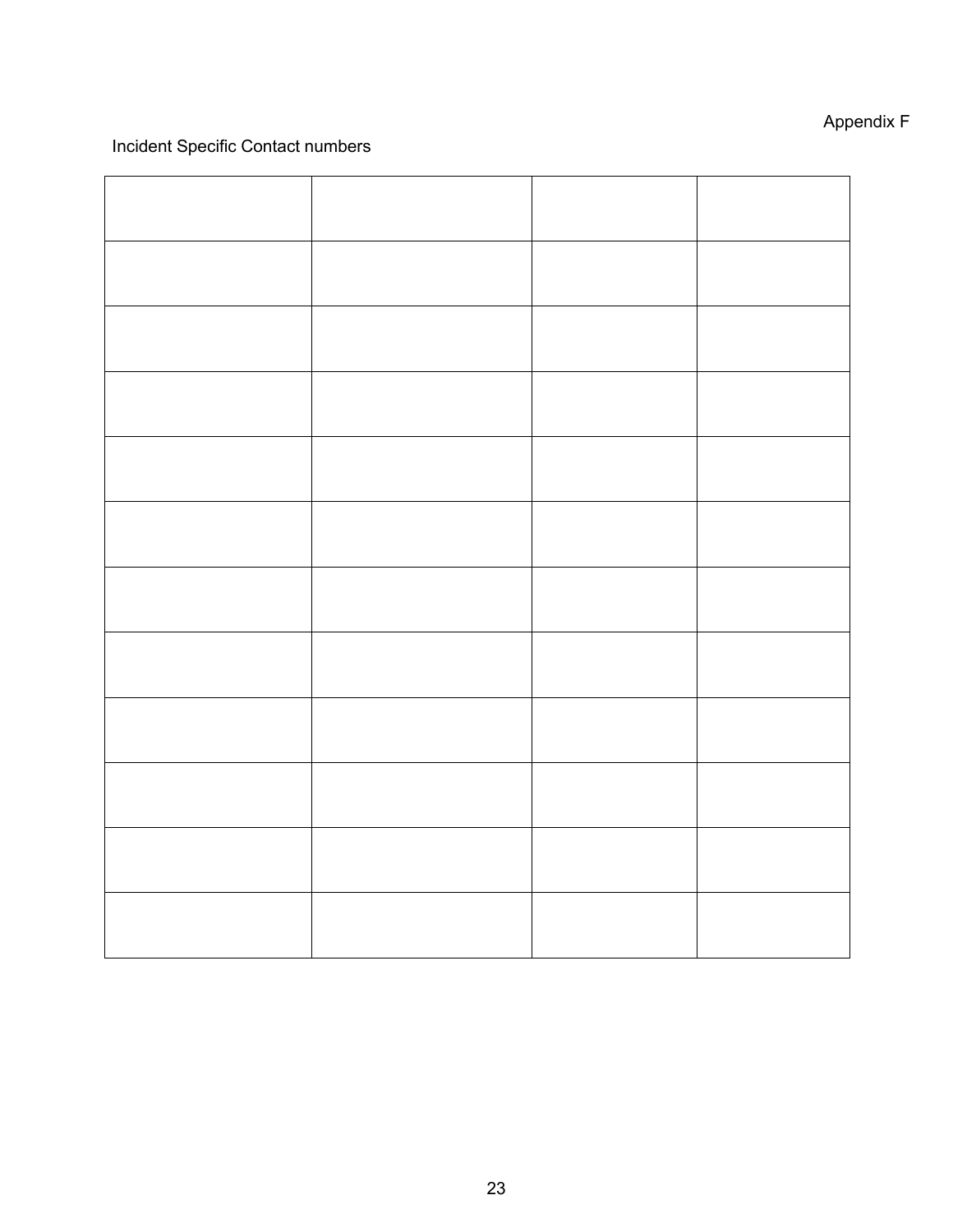Appendix F

Incident Specific Contact numbers

| | | | |
|---|---|---|---|
| | | | |
| | | | |
| | | | |
| | | | |
| | | | |
| | | | |
| | | | |
| | | | |
| | | | |
| | | | |
| | | | |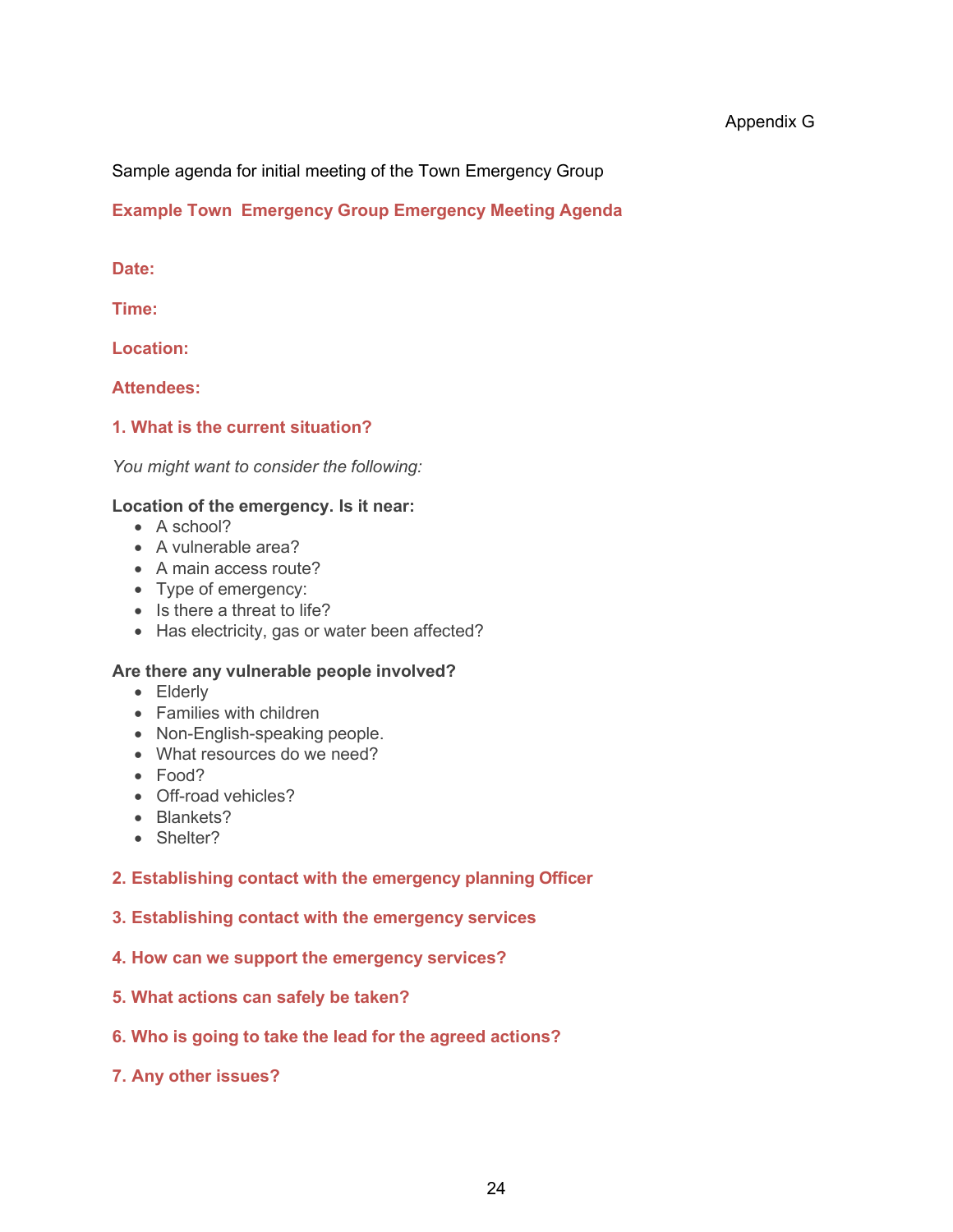Appendix G

Sample agenda for initial meeting of the Town Emergency Group

## Example Town Emergency Group Emergency Meeting Agenda

**Date:**

**Time:**

**Location:**

**Attendees:**

### 1. What is the current situation?

*You might want to consider the following:*

**Location of the emergency. Is it near:**

- A school?
- A vulnerable area?
- A main access route?
- Type of emergency:
- Is there a threat to life?
- Has electricity, gas or water been affected?

**Are there any vulnerable people involved?**

- Elderly
- Families with children
- Non-English-speaking people.
- What resources do we need?
- Food?
- Off-road vehicles?
- Blankets?
- Shelter?

### 2. Establishing contact with the emergency planning Officer

### 3. Establishing contact with the emergency services

### 4. How can we support the emergency services?

### 5. What actions can safely be taken?

### 6. Who is going to take the lead for the agreed actions?

### 7. Any other issues?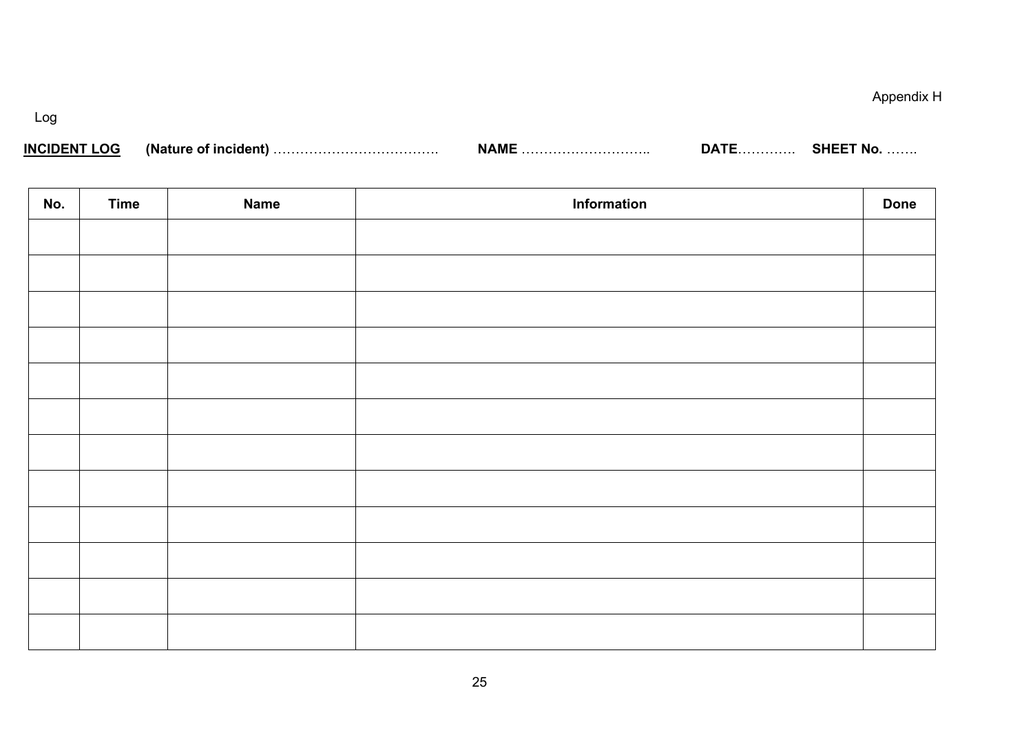Appendix H

Log

**INCIDENT LOG** **(Nature of incident)** ………………………………. **NAME** ……………………….. **DATE**…………. **SHEET No.** …….

| No. | Time | Name | Information | Done |
|---|---|---|---|---|
| | | | | |
| | | | | |
| | | | | |
| | | | | |
| | | | | |
| | | | | |
| | | | | |
| | | | | |
| | | | | |
| | | | | |
| | | | | |
| | | | | |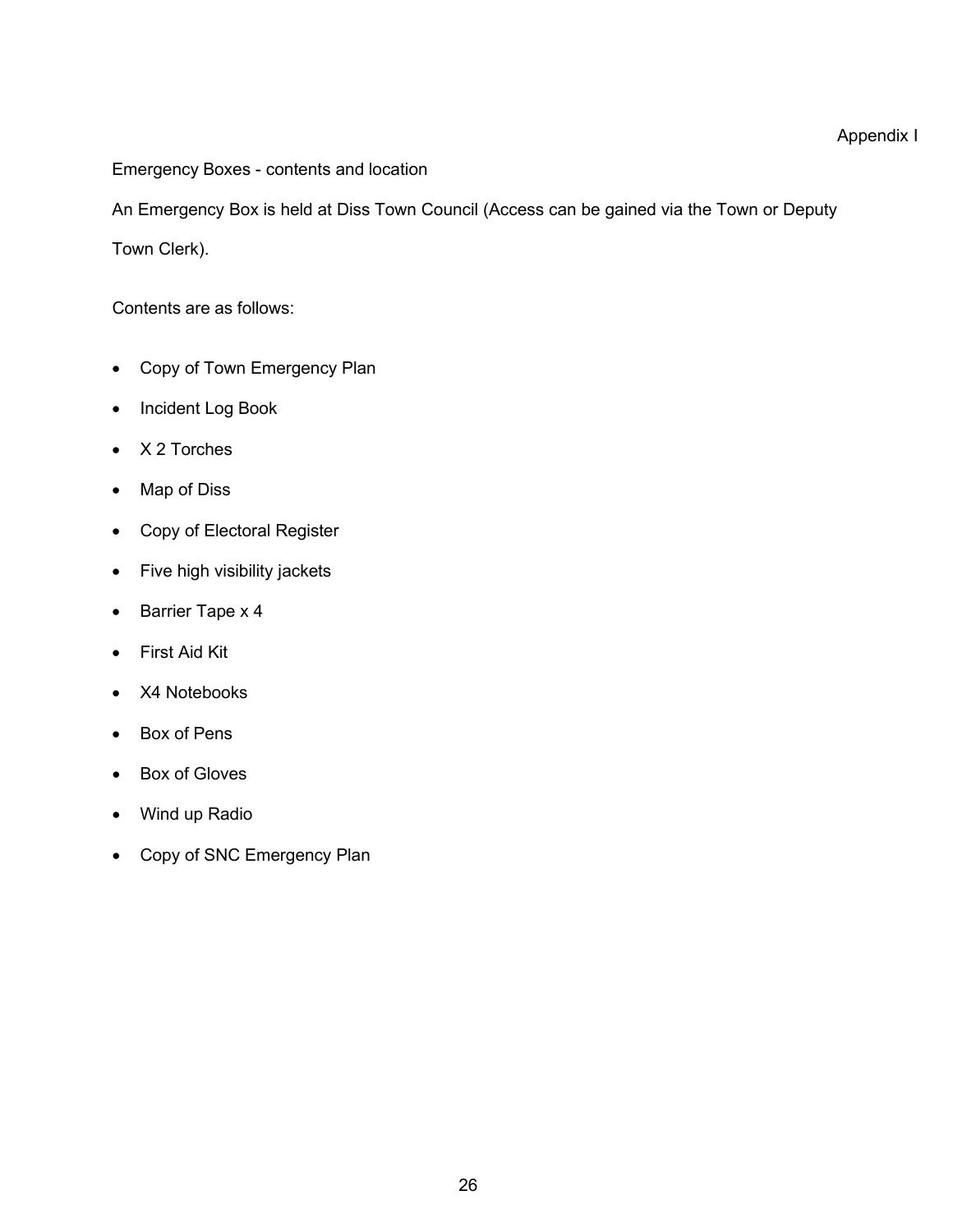Appendix I

Emergency Boxes - contents and location

An Emergency Box is held at Diss Town Council (Access can be gained via the Town or Deputy Town Clerk).

Contents are as follows:

- Copy of Town Emergency Plan
- Incident Log Book
- X 2 Torches
- Map of Diss
- Copy of Electoral Register
- Five high visibility jackets
- Barrier Tape x 4
- First Aid Kit
- X4 Notebooks
- Box of Pens
- Box of Gloves
- Wind up Radio
- Copy of SNC Emergency Plan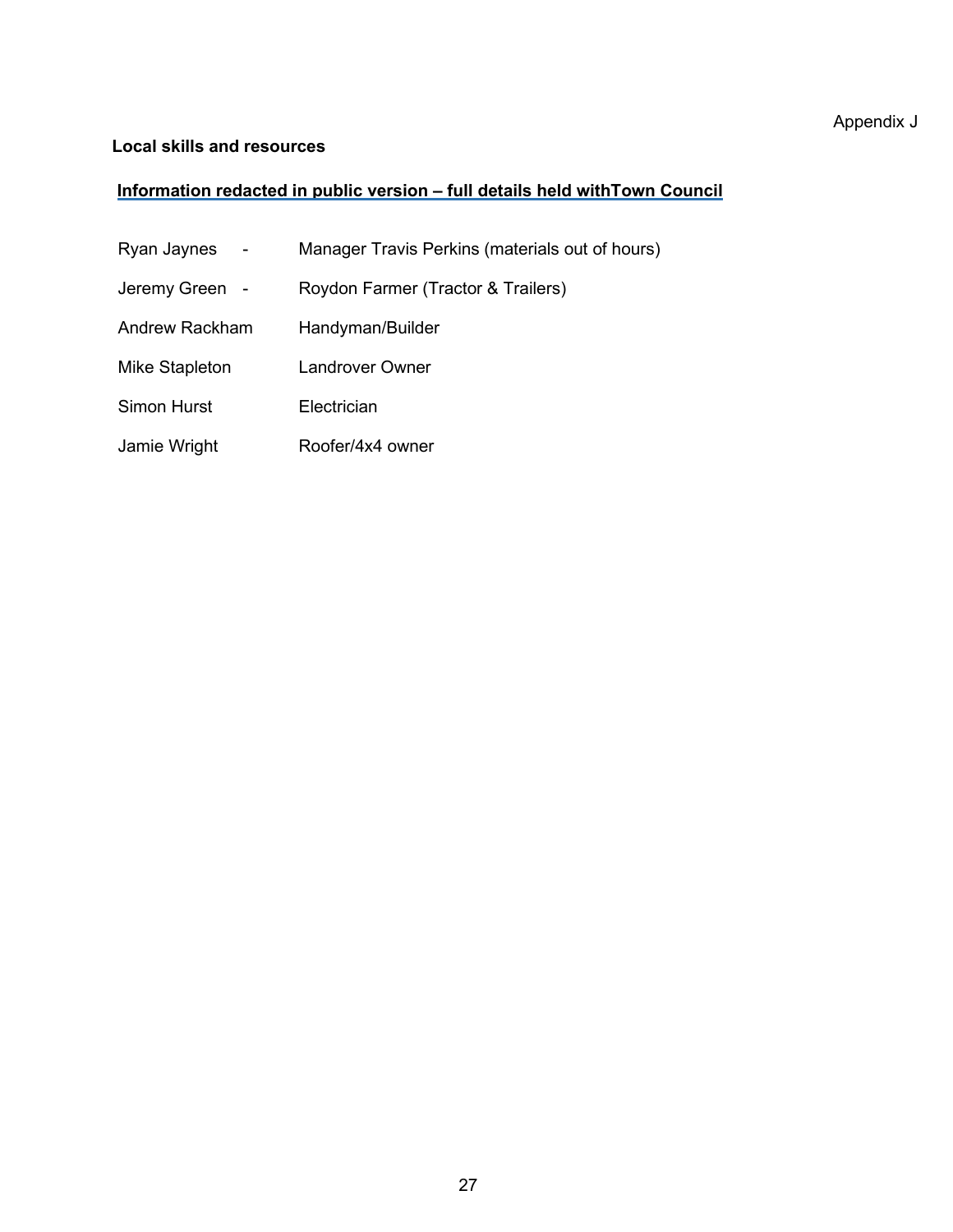Appendix J

**Local skills and resources**

**<u>Information redacted in public version – full details held withTown Council</u>**

| | |
|---|---|
| Ryan Jaynes - | Manager Travis Perkins (materials out of hours) |
| Jeremy Green - | Roydon Farmer (Tractor & Trailers) |
| Andrew Rackham | Handyman/Builder |
| Mike Stapleton | Landrover Owner |
| Simon Hurst | Electrician |
| Jamie Wright | Roofer/4x4 owner |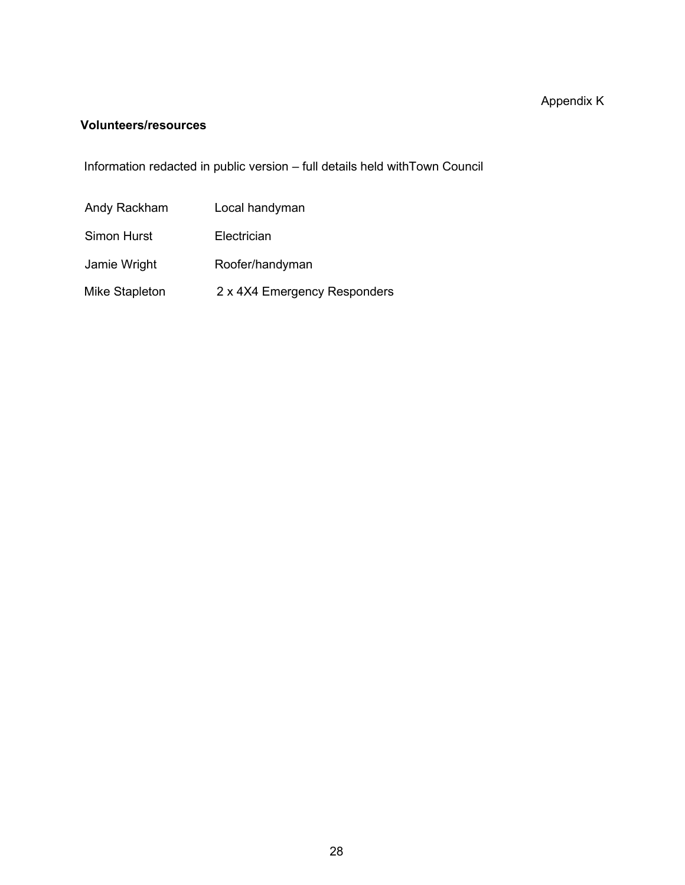Appendix K

**Volunteers/resources**

Information redacted in public version – full details held withTown Council

| | |
|---|---|
| Andy Rackham | Local handyman |
| Simon Hurst | Electrician |
| Jamie Wright | Roofer/handyman |
| Mike Stapleton | 2 x 4X4 Emergency Responders |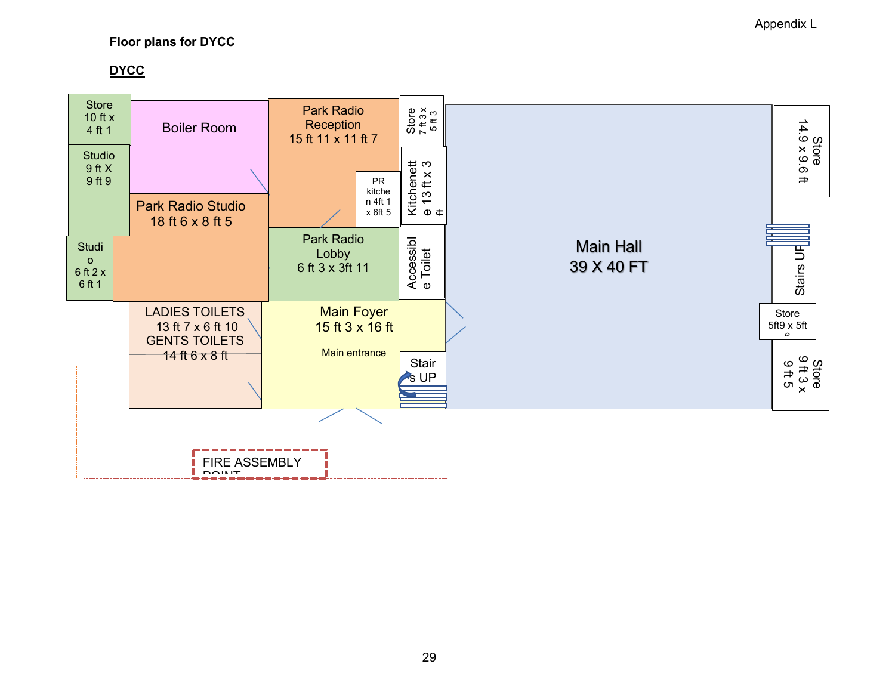Appendix L

**Floor plans for DYCC**

**DYCC**

Store
10 ft x
4 ft 1

Boiler Room

Park Radio
Reception
15 ft 11 x 11 ft 7

Store
7 ft 3 x
5 ft 3

Studio
9 ft X
9 ft 9

PR
kitchen 4ft 1
x 6ft 5

Kitchenette 13 ft x 3
ft

Park Radio Studio
18 ft 6 x 8 ft 5

Main Hall
39 X 40 FT

Store
14.9 x 9.6 ft

Studio
6 ft 2 x
6 ft 1

Park Radio
Lobby
6 ft 3 x 3ft 11

Accessible Toilet

Stairs UP

LADIES TOILETS
13 ft 7 x 6 ft 10
GENTS TOILETS
14 ft 6 x 8 ft

Main Foyer
15 ft 3 x 16 ft

Main entrance

Stairs UP

Store
5ft9 x 5ft
6

Store
9 ft 3 x
9 ft 5

FIRE ASSEMBLY
POINT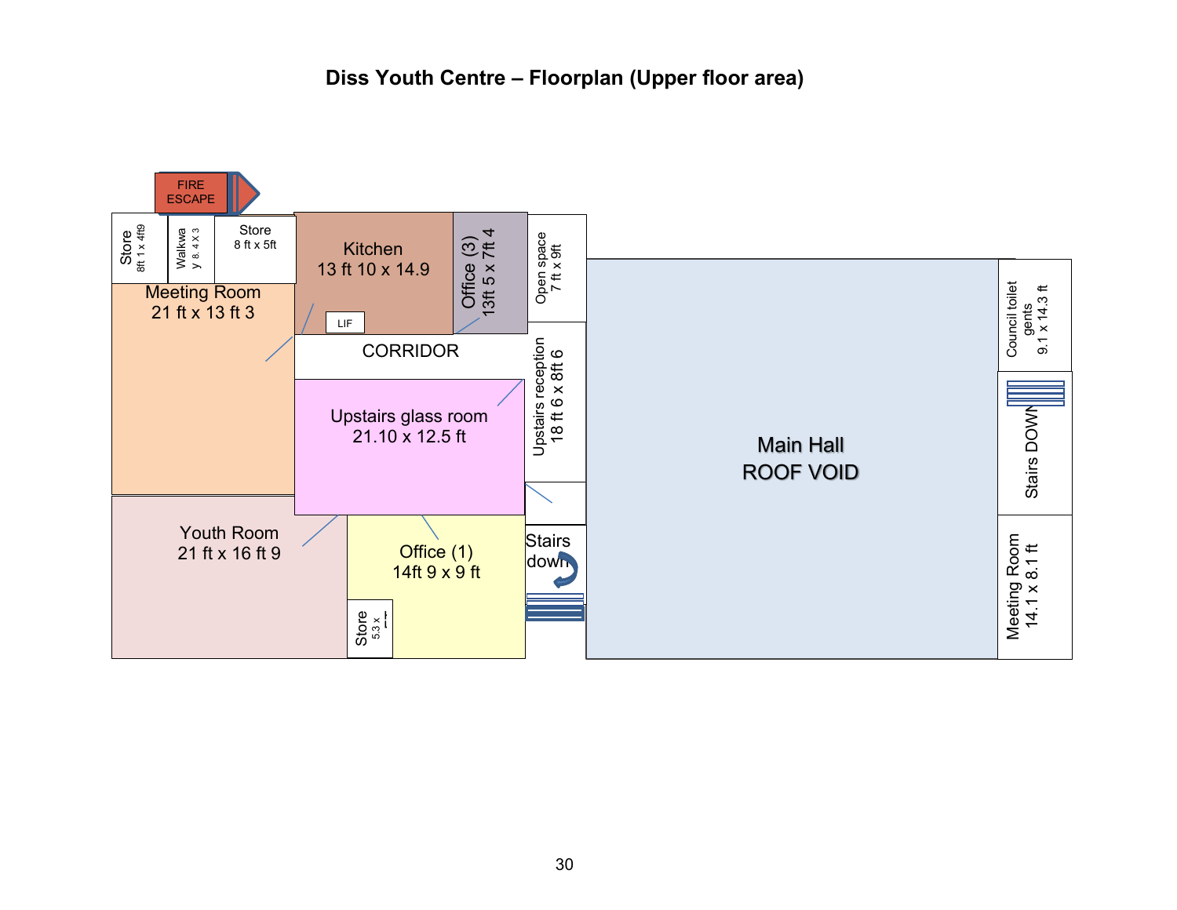# Diss Youth Centre – Floorplan (Upper floor area)

FIRE ESCAPE

Store 8ft 1 x 4ft9

Walkway 8.4 x 3

Store 8 ft x 5ft

Kitchen 13 ft 10 x 14.9

Office (3) 13ft 5 x 7ft 4

Open space 7 ft x 9ft

Meeting Room 21 ft x 13 ft 3

LIF

CORRIDOR

Upstairs glass room 21.10 x 12.5 ft

Upstairs reception 18 ft 6 x 8ft 6

Main Hall ROOF VOID

Council toilet gents 9.1 x 14.3 ft

Stairs DOWN

Youth Room 21 ft x 16 ft 9

Office (1) 14ft 9 x 9 ft

Store 5.3 x

Stairs down

Meeting Room 14.1 x 8.1 ft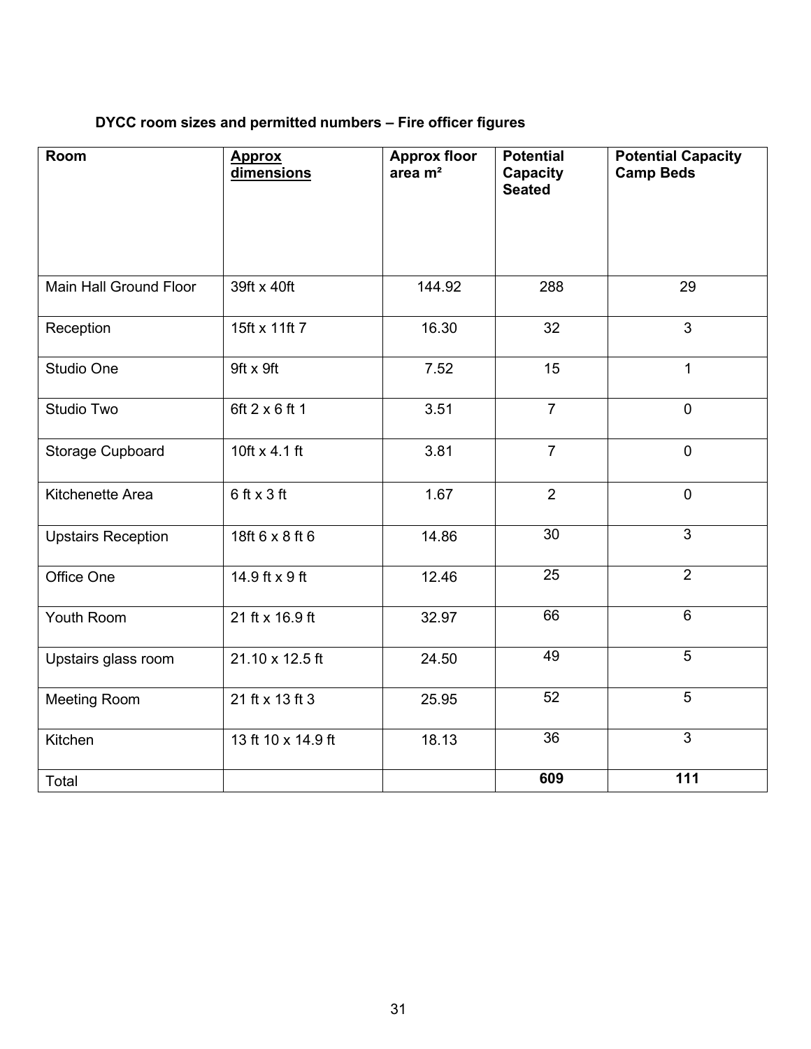**DYCC room sizes and permitted numbers – Fire officer figures**

| Room | Approx dimensions | Approx floor area m² | Potential Capacity Seated | Potential Capacity Camp Beds |
|---|---|---|---|---|
| Main Hall Ground Floor | 39ft x 40ft | 144.92 | 288 | 29 |
| Reception | 15ft x 11ft 7 | 16.30 | 32 | 3 |
| Studio One | 9ft x 9ft | 7.52 | 15 | 1 |
| Studio Two | 6ft 2 x 6 ft 1 | 3.51 | 7 | 0 |
| Storage Cupboard | 10ft x 4.1 ft | 3.81 | 7 | 0 |
| Kitchenette Area | 6 ft x 3 ft | 1.67 | 2 | 0 |
| Upstairs Reception | 18ft 6 x 8 ft 6 | 14.86 | 30 | 3 |
| Office One | 14.9 ft x 9 ft | 12.46 | 25 | 2 |
| Youth Room | 21 ft x 16.9 ft | 32.97 | 66 | 6 |
| Upstairs glass room | 21.10 x 12.5 ft | 24.50 | 49 | 5 |
| Meeting Room | 21 ft x 13 ft 3 | 25.95 | 52 | 5 |
| Kitchen | 13 ft 10 x 14.9 ft | 18.13 | 36 | 3 |
| Total | | | **609** | **111** |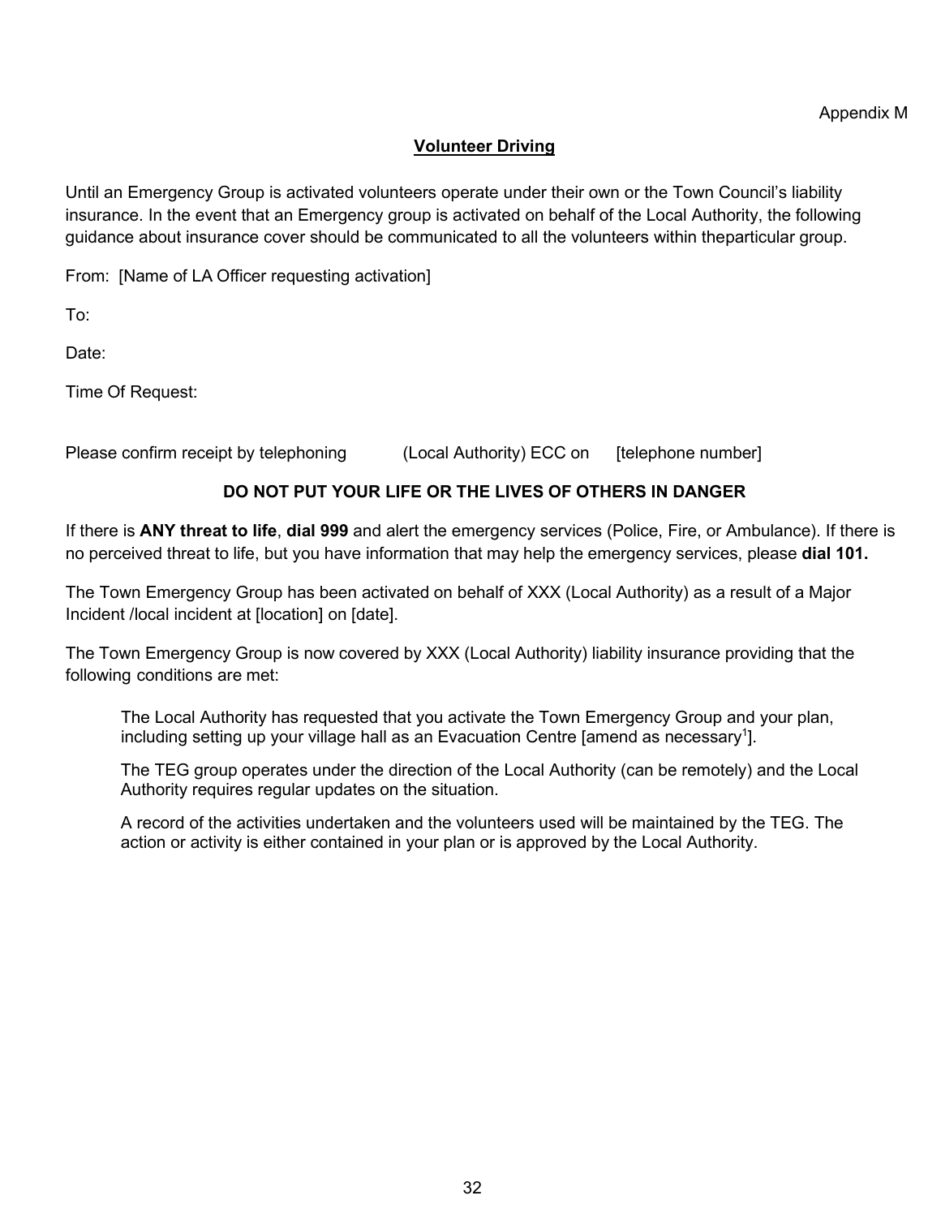Appendix M

## Volunteer Driving

Until an Emergency Group is activated volunteers operate under their own or the Town Council's liability insurance. In the event that an Emergency group is activated on behalf of the Local Authority, the following guidance about insurance cover should be communicated to all the volunteers within theparticular group.

From: [Name of LA Officer requesting activation]

To:

Date:

Time Of Request:

Please confirm receipt by telephoning (Local Authority) ECC on [telephone number]

**DO NOT PUT YOUR LIFE OR THE LIVES OF OTHERS IN DANGER**

If there is **ANY threat to life**, **dial 999** and alert the emergency services (Police, Fire, or Ambulance). If there is no perceived threat to life, but you have information that may help the emergency services, please **dial 101.**

The Town Emergency Group has been activated on behalf of XXX (Local Authority) as a result of a Major Incident /local incident at [location] on [date].

The Town Emergency Group is now covered by XXX (Local Authority) liability insurance providing that the following conditions are met:

> The Local Authority has requested that you activate the Town Emergency Group and your plan, including setting up your village hall as an Evacuation Centre [amend as necessary[1]].
>
> The TEG group operates under the direction of the Local Authority (can be remotely) and the Local Authority requires regular updates on the situation.
>
> A record of the activities undertaken and the volunteers used will be maintained by the TEG. The action or activity is either contained in your plan or is approved by the Local Authority.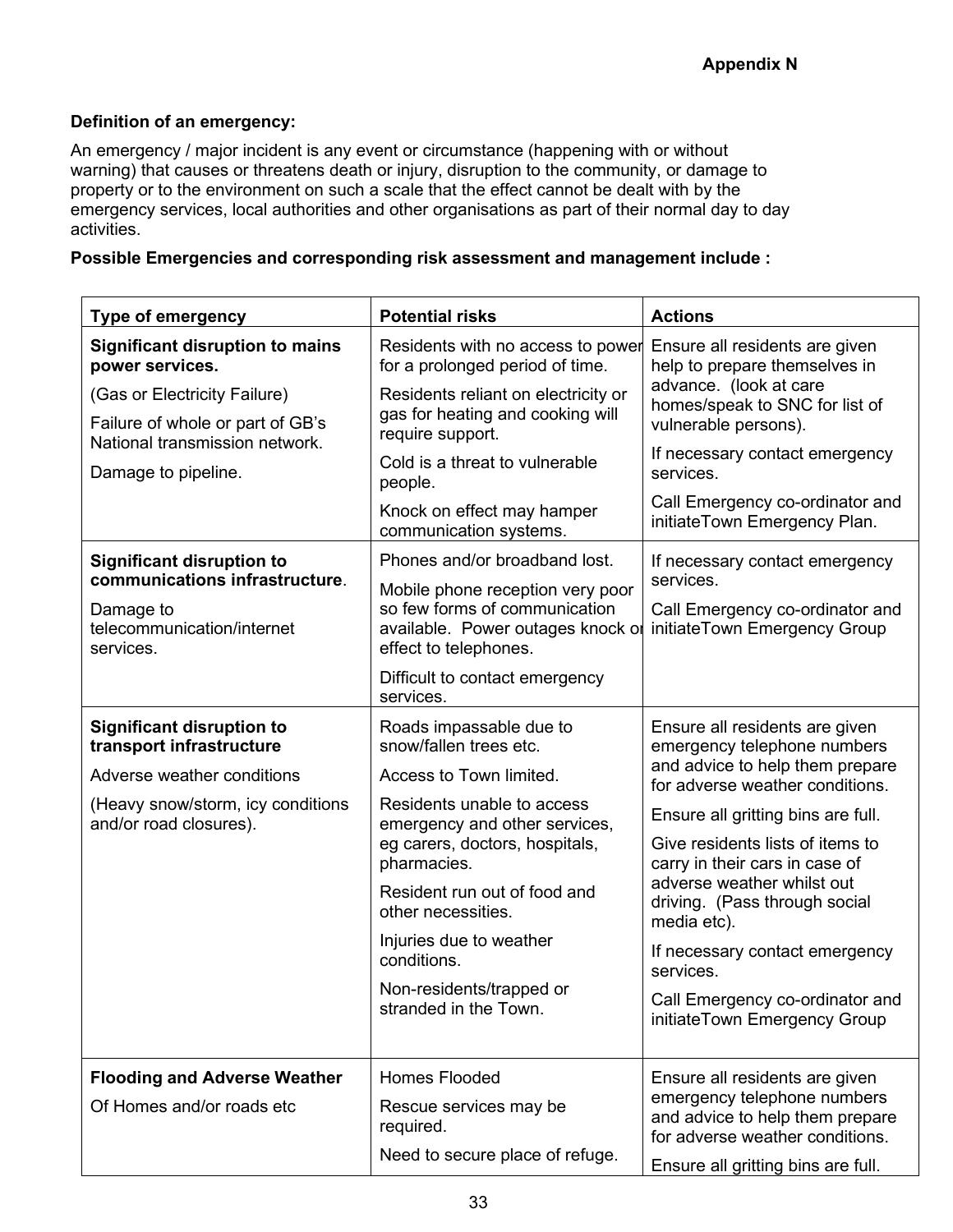**Appendix N**

**Definition of an emergency:**

An emergency / major incident is any event or circumstance (happening with or without warning) that causes or threatens death or injury, disruption to the community, or damage to property or to the environment on such a scale that the effect cannot be dealt with by the emergency services, local authorities and other organisations as part of their normal day to day activities.

**Possible Emergencies and corresponding risk assessment and management include :**

| Type of emergency | Potential risks | Actions |
|---|---|---|
| **Significant disruption to mains power services.**<br><br>(Gas or Electricity Failure)<br><br>Failure of whole or part of GB's National transmission network.<br><br>Damage to pipeline. | Residents with no access to power for a prolonged period of time.<br><br>Residents reliant on electricity or gas for heating and cooking will require support.<br><br>Cold is a threat to vulnerable people.<br><br>Knock on effect may hamper communication systems. | Ensure all residents are given help to prepare themselves in advance. (look at care homes/speak to SNC for list of vulnerable persons).<br><br>If necessary contact emergency services.<br><br>Call Emergency co-ordinator and initiateTown Emergency Plan. |
| **Significant disruption to communications infrastructure**.<br><br>Damage to telecommunication/internet services. | Phones and/or broadband lost.<br><br>Mobile phone reception very poor so few forms of communication available. Power outages knock on effect to telephones.<br><br>Difficult to contact emergency services. | If necessary contact emergency services.<br><br>Call Emergency co-ordinator and initiateTown Emergency Group |
| **Significant disruption to transport infrastructure**<br><br>Adverse weather conditions<br><br>(Heavy snow/storm, icy conditions and/or road closures). | Roads impassable due to snow/fallen trees etc.<br><br>Access to Town limited.<br><br>Residents unable to access emergency and other services, eg carers, doctors, hospitals, pharmacies.<br><br>Resident run out of food and other necessities.<br><br>Injuries due to weather conditions.<br><br>Non-residents/trapped or stranded in the Town. | Ensure all residents are given emergency telephone numbers and advice to help them prepare for adverse weather conditions.<br><br>Ensure all gritting bins are full.<br><br>Give residents lists of items to carry in their cars in case of adverse weather whilst out driving. (Pass through social media etc).<br><br>If necessary contact emergency services.<br><br>Call Emergency co-ordinator and initiateTown Emergency Group |
| **Flooding and Adverse Weather**<br><br>Of Homes and/or roads etc | Homes Flooded<br><br>Rescue services may be required.<br><br>Need to secure place of refuge. | Ensure all residents are given emergency telephone numbers and advice to help them prepare for adverse weather conditions.<br><br>Ensure all gritting bins are full. |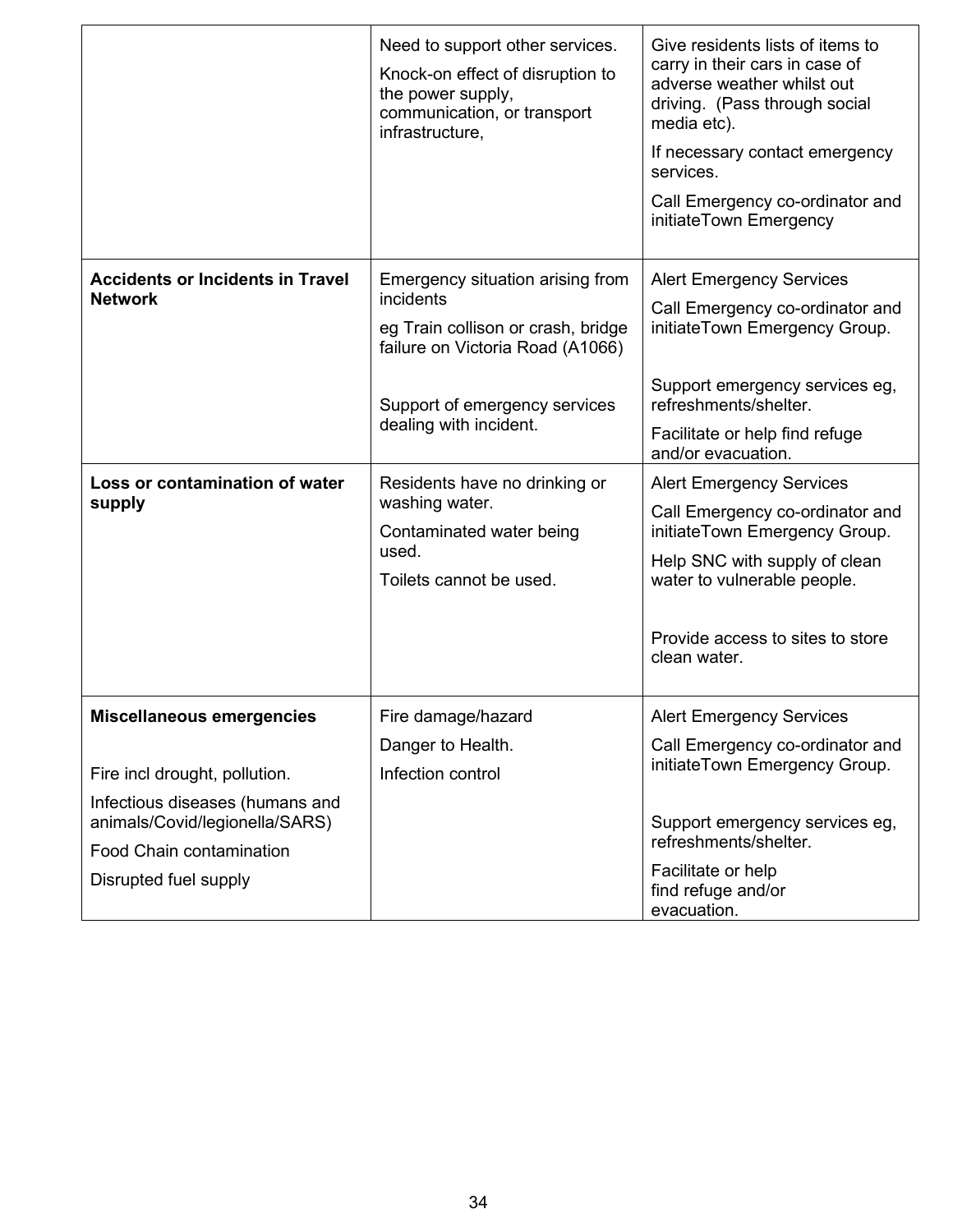| | | |
|---|---|---|
| | Need to support other services.<br>Knock-on effect of disruption to the power supply, communication, or transport infrastructure, | Give residents lists of items to carry in their cars in case of adverse weather whilst out driving. (Pass through social media etc).<br>If necessary contact emergency services.<br>Call Emergency co-ordinator and initiateTown Emergency |
| **Accidents or Incidents in Travel Network** | Emergency situation arising from incidents<br>eg Train collison or crash, bridge failure on Victoria Road (A1066)<br><br>Support of emergency services dealing with incident. | Alert Emergency Services<br>Call Emergency co-ordinator and initiateTown Emergency Group.<br><br>Support emergency services eg, refreshments/shelter.<br>Facilitate or help find refuge and/or evacuation. |
| **Loss or contamination of water supply** | Residents have no drinking or washing water.<br>Contaminated water being used.<br>Toilets cannot be used. | Alert Emergency Services<br>Call Emergency co-ordinator and initiateTown Emergency Group.<br>Help SNC with supply of clean water to vulnerable people.<br><br>Provide access to sites to store clean water. |
| **Miscellaneous emergencies**<br><br>Fire incl drought, pollution.<br>Infectious diseases (humans and animals/Covid/legionella/SARS)<br>Food Chain contamination<br>Disrupted fuel supply | Fire damage/hazard<br>Danger to Health.<br>Infection control | Alert Emergency Services<br>Call Emergency co-ordinator and initiateTown Emergency Group.<br><br>Support emergency services eg, refreshments/shelter.<br>Facilitate or help find refuge and/or evacuation. |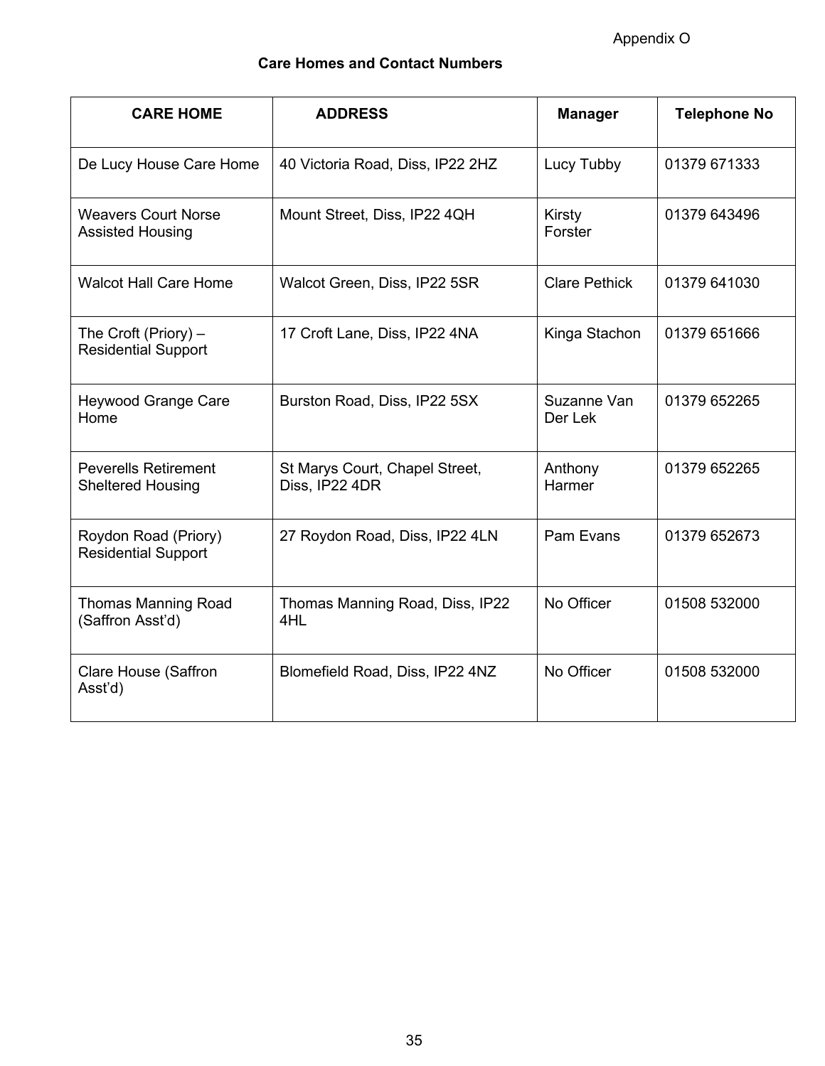Appendix O

## Care Homes and Contact Numbers

| CARE HOME | ADDRESS | Manager | Telephone No |
|---|---|---|---|
| De Lucy House Care Home | 40 Victoria Road, Diss, IP22 2HZ | Lucy Tubby | 01379 671333 |
| Weavers Court Norse Assisted Housing | Mount Street, Diss, IP22 4QH | Kirsty Forster | 01379 643496 |
| Walcot Hall Care Home | Walcot Green, Diss, IP22 5SR | Clare Pethick | 01379 641030 |
| The Croft (Priory) – Residential Support | 17 Croft Lane, Diss, IP22 4NA | Kinga Stachon | 01379 651666 |
| Heywood Grange Care Home | Burston Road, Diss, IP22 5SX | Suzanne Van Der Lek | 01379 652265 |
| Peverells Retirement Sheltered Housing | St Marys Court, Chapel Street, Diss, IP22 4DR | Anthony Harmer | 01379 652265 |
| Roydon Road (Priory) Residential Support | 27 Roydon Road, Diss, IP22 4LN | Pam Evans | 01379 652673 |
| Thomas Manning Road (Saffron Asst'd) | Thomas Manning Road, Diss, IP22 4HL | No Officer | 01508 532000 |
| Clare House (Saffron Asst'd) | Blomefield Road, Diss, IP22 4NZ | No Officer | 01508 532000 |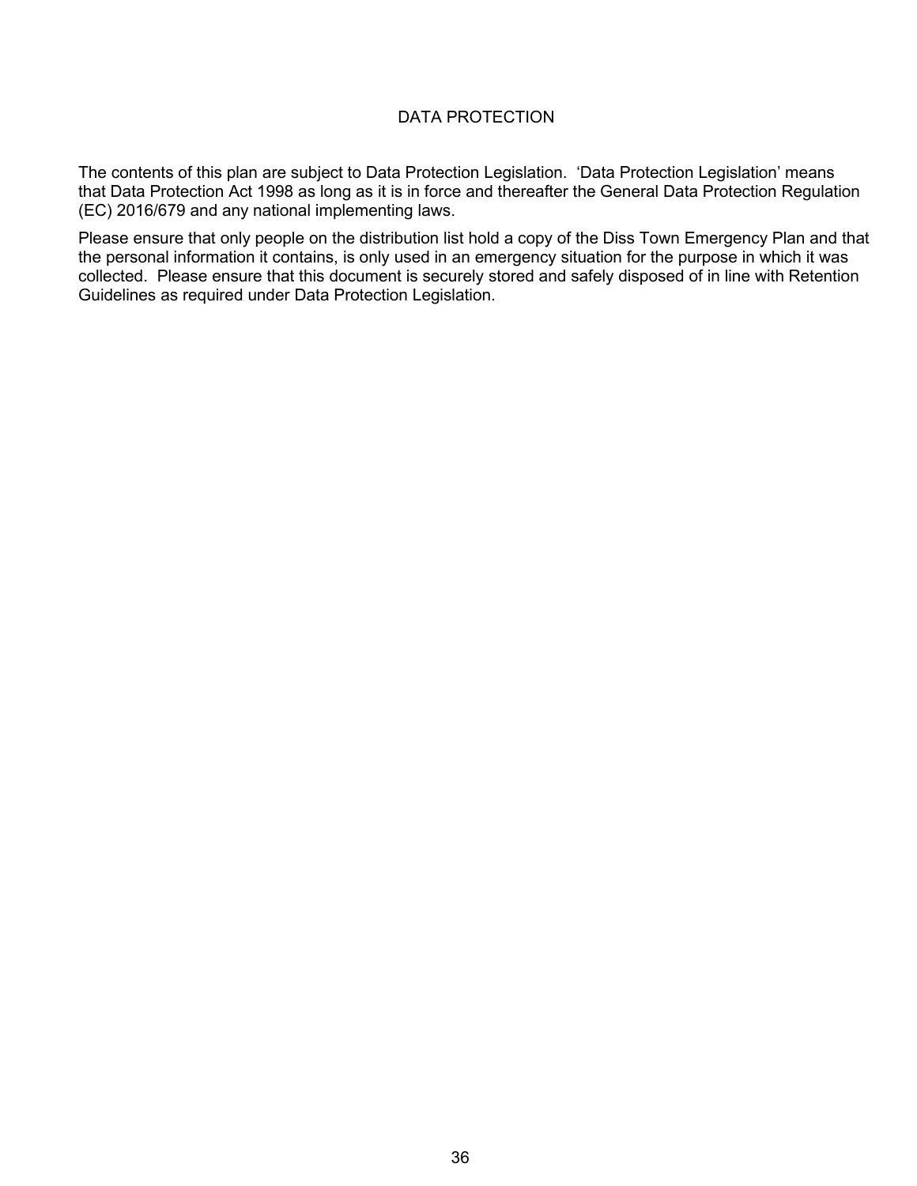## DATA PROTECTION

The contents of this plan are subject to Data Protection Legislation. 'Data Protection Legislation' means that Data Protection Act 1998 as long as it is in force and thereafter the General Data Protection Regulation (EC) 2016/679 and any national implementing laws.

Please ensure that only people on the distribution list hold a copy of the Diss Town Emergency Plan and that the personal information it contains, is only used in an emergency situation for the purpose in which it was collected. Please ensure that this document is securely stored and safely disposed of in line with Retention Guidelines as required under Data Protection Legislation.